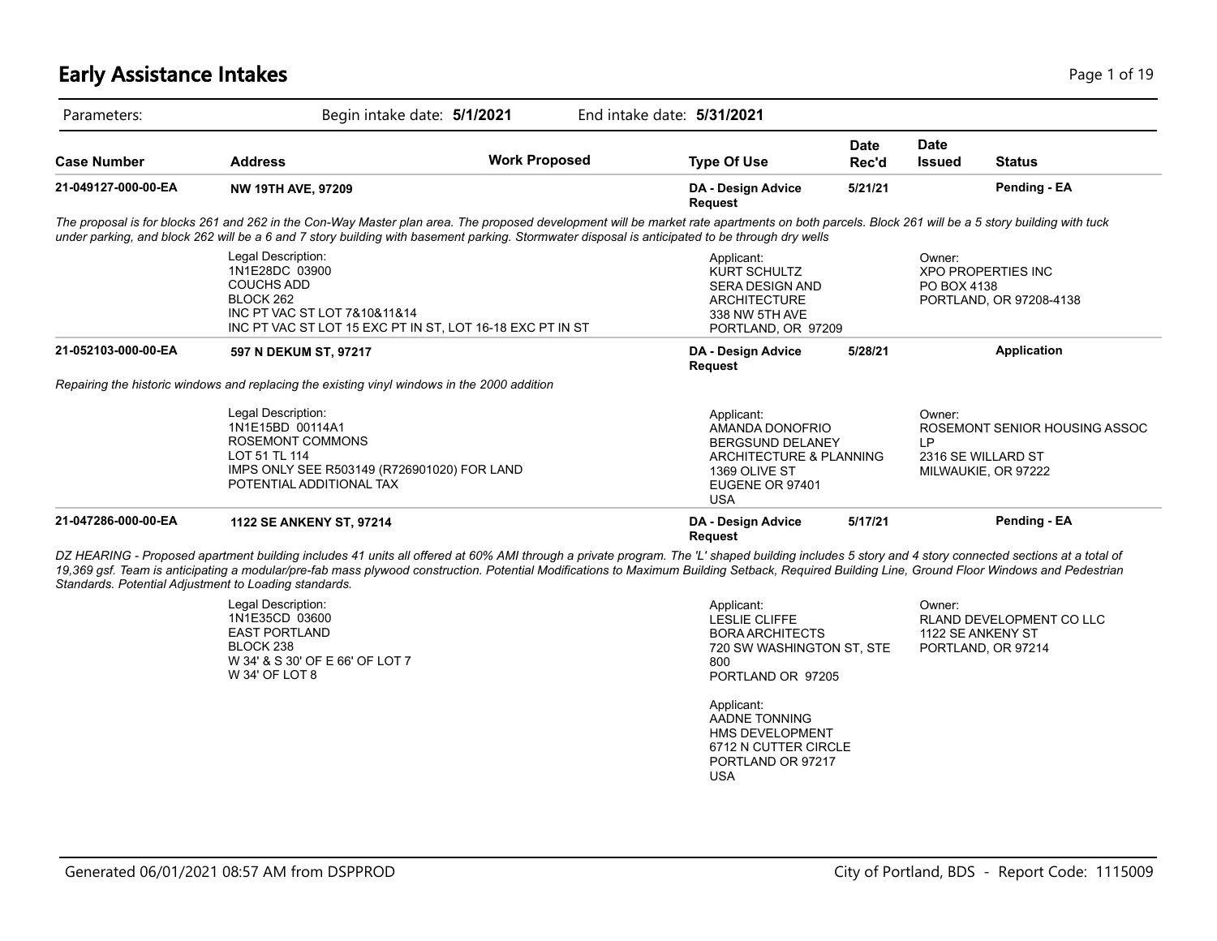# Early Assistance Intakes

Parameters: Begin intake date: **5/1/2021** End intake date: **5/31/2021**

| Case Number | Address | Work Proposed | Type Of Use | Date Rec'd | Date Issued | Status |
|---|---|---|---|---|---|---|
| **21-049127-000-00-EA** | **NW 19TH AVE, 97209** | | **DA - Design Advice Request** | **5/21/21** | | **Pending - EA** |

*The proposal is for blocks 261 and 262 in the Con-Way Master plan area. The proposed development will be market rate apartments on both parcels. Block 261 will be a 5 story building with tuck under parking, and block 262 will be a 6 and 7 story building with basement parking. Stormwater disposal is anticipated to be through dry wells*

Legal Description:
1N1E28DC 03900
COUCHS ADD
BLOCK 262
INC PT VAC ST LOT 7&10&11&14
INC PT VAC ST LOT 15 EXC PT IN ST, LOT 16-18 EXC PT IN ST

Applicant:
KURT SCHULTZ
SERA DESIGN AND ARCHITECTURE
338 NW 5TH AVE
PORTLAND, OR 97209

Owner:
XPO PROPERTIES INC
PO BOX 4138
PORTLAND, OR 97208-4138

| Case Number | Address | Work Proposed | Type Of Use | Date Rec'd | Date Issued | Status |
|---|---|---|---|---|---|---|
| **21-052103-000-00-EA** | **597 N DEKUM ST, 97217** | | **DA - Design Advice Request** | **5/28/21** | | **Application** |

*Repairing the historic windows and replacing the existing vinyl windows in the 2000 addition*

Legal Description:
1N1E15BD 00114A1
ROSEMONT COMMONS
LOT 51 TL 114
IMPS ONLY SEE R503149 (R726901020) FOR LAND
POTENTIAL ADDITIONAL TAX

Applicant:
AMANDA DONOFRIO
BERGSUND DELANEY
ARCHITECTURE & PLANNING
1369 OLIVE ST
EUGENE OR 97401
USA

Owner:
ROSEMONT SENIOR HOUSING ASSOC LP
2316 SE WILLARD ST
MILWAUKIE, OR 97222

| Case Number | Address | Work Proposed | Type Of Use | Date Rec'd | Date Issued | Status |
|---|---|---|---|---|---|---|
| **21-047286-000-00-EA** | **1122 SE ANKENY ST, 97214** | | **DA - Design Advice Request** | **5/17/21** | | **Pending - EA** |

*DZ HEARING - Proposed apartment building includes 41 units all offered at 60% AMI through a private program. The 'L' shaped building includes 5 story and 4 story connected sections at a total of 19,369 gsf. Team is anticipating a modular/pre-fab mass plywood construction. Potential Modifications to Maximum Building Setback, Required Building Line, Ground Floor Windows and Pedestrian Standards. Potential Adjustment to Loading standards.*

Legal Description:
1N1E35CD 03600
EAST PORTLAND
BLOCK 238
W 34' & S 30' OF E 66' OF LOT 7
W 34' OF LOT 8

Applicant:
LESLIE CLIFFE
BORA ARCHITECTS
720 SW WASHINGTON ST, STE 800
PORTLAND OR 97205

Applicant:
AADNE TONNING
HMS DEVELOPMENT
6712 N CUTTER CIRCLE
PORTLAND OR 97217
USA

Owner:
RLAND DEVELOPMENT CO LLC
1122 SE ANKENY ST
PORTLAND, OR 97214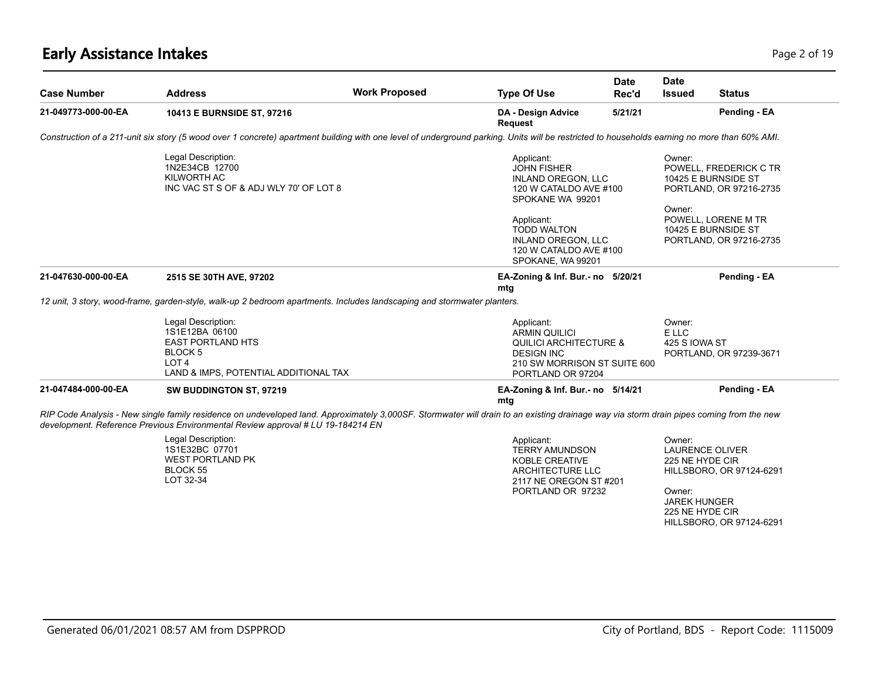# Early Assistance Intakes

| Case Number | Address | Work Proposed | Type Of Use | Date Rec'd | Date Issued | Status |
|---|---|---|---|---|---|---|
| 21-049773-000-00-EA | 10413 E BURNSIDE ST, 97216 | | DA - Design Advice Request | 5/21/21 | | Pending - EA |

*Construction of a 211-unit six story (5 wood over 1 concrete) apartment building with one level of underground parking. Units will be restricted to households earning no more than 60% AMI.*

Legal Description:
1N2E34CB 12700
KILWORTH AC
INC VAC ST S OF & ADJ WLY 70' OF LOT 8

Applicant:
JOHN FISHER
INLAND OREGON, LLC
120 W CATALDO AVE #100
SPOKANE WA 99201

Applicant:
TODD WALTON
INLAND OREGON, LLC
120 W CATALDO AVE #100
SPOKANE, WA 99201

Owner:
POWELL, FREDERICK C TR
10425 E BURNSIDE ST
PORTLAND, OR 97216-2735

Owner:
POWELL, LORENE M TR
10425 E BURNSIDE ST
PORTLAND, OR 97216-2735

| Case Number | Address | Work Proposed | Type Of Use | Date Rec'd | Date Issued | Status |
|---|---|---|---|---|---|---|
| 21-047630-000-00-EA | 2515 SE 30TH AVE, 97202 | | EA-Zoning & Inf. Bur.- no mtg | 5/20/21 | | Pending - EA |

*12 unit, 3 story, wood-frame, garden-style, walk-up 2 bedroom apartments. Includes landscaping and stormwater planters.*

Legal Description:
1S1E12BA 06100
EAST PORTLAND HTS
BLOCK 5
LOT 4
LAND & IMPS, POTENTIAL ADDITIONAL TAX

Applicant:
ARMIN QUILICI
QUILICI ARCHITECTURE & DESIGN INC
210 SW MORRISON ST SUITE 600
PORTLAND OR 97204

Owner:
E LLC
425 S IOWA ST
PORTLAND, OR 97239-3671

| Case Number | Address | Work Proposed | Type Of Use | Date Rec'd | Date Issued | Status |
|---|---|---|---|---|---|---|
| 21-047484-000-00-EA | SW BUDDINGTON ST, 97219 | | EA-Zoning & Inf. Bur.- no mtg | 5/14/21 | | Pending - EA |

*RIP Code Analysis - New single family residence on undeveloped land. Approximately 3,000SF. Stormwater will drain to an existing drainage way via storm drain pipes coming from the new development. Reference Previous Environmental Review approval # LU 19-184214 EN*

Legal Description:
1S1E32BC 07701
WEST PORTLAND PK
BLOCK 55
LOT 32-34

Applicant:
TERRY AMUNDSON
KOBLE CREATIVE ARCHITECTURE LLC
2117 NE OREGON ST #201
PORTLAND OR 97232

Owner:
LAURENCE OLIVER
225 NE HYDE CIR
HILLSBORO, OR 97124-6291

Owner:
JAREK HUNGER
225 NE HYDE CIR
HILLSBORO, OR 97124-6291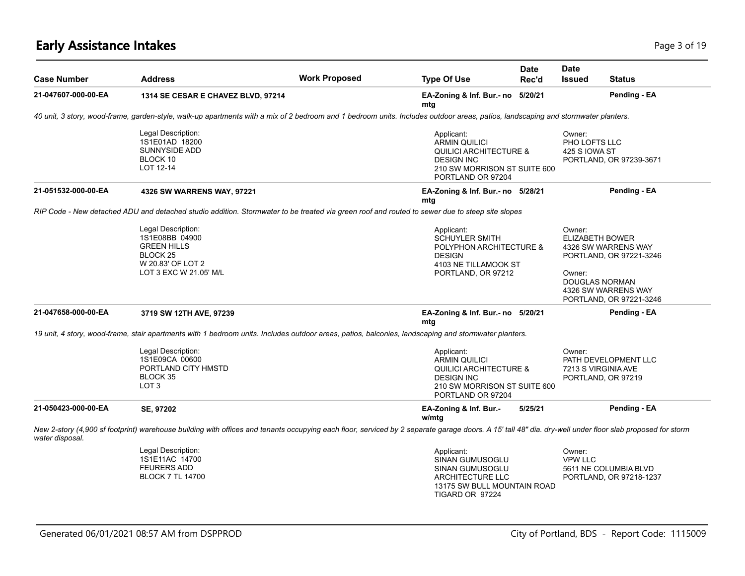# Early Assistance Intakes

| Case Number | Address | Work Proposed | Type Of Use | Date Rec'd | Date Issued | Status |
|---|---|---|---|---|---|---|
| **21-047607-000-00-EA** | **1314 SE CESAR E CHAVEZ BLVD, 97214** | | **EA-Zoning & Inf. Bur.- no mtg** | **5/20/21** | | **Pending - EA** |

*40 unit, 3 story, wood-frame, garden-style, walk-up apartments with a mix of 2 bedroom and 1 bedroom units. Includes outdoor areas, patios, landscaping and stormwater planters.*

Legal Description:
1S1E01AD 18200
SUNNYSIDE ADD
BLOCK 10
LOT 12-14

Applicant:
ARMIN QUILICI
QUILICI ARCHITECTURE & DESIGN INC
210 SW MORRISON ST SUITE 600
PORTLAND OR 97204

Owner:
PHO LOFTS LLC
425 S IOWA ST
PORTLAND, OR 97239-3671

| Case Number | Address | Work Proposed | Type Of Use | Date Rec'd | Date Issued | Status |
|---|---|---|---|---|---|---|
| **21-051532-000-00-EA** | **4326 SW WARRENS WAY, 97221** | | **EA-Zoning & Inf. Bur.- no mtg** | **5/28/21** | | **Pending - EA** |

*RIP Code - New detached ADU and detached studio addition. Stormwater to be treated via green roof and routed to sewer due to steep site slopes*

Legal Description:
1S1E08BB 04900
GREEN HILLS
BLOCK 25
W 20.83' OF LOT 2
LOT 3 EXC W 21.05' M/L

Applicant:
SCHUYLER SMITH
POLYPHON ARCHITECTURE & DESIGN
4103 NE TILLAMOOK ST
PORTLAND, OR 97212

Owner:
ELIZABETH BOWER
4326 SW WARRENS WAY
PORTLAND, OR 97221-3246

Owner:
DOUGLAS NORMAN
4326 SW WARRENS WAY
PORTLAND, OR 97221-3246

| Case Number | Address | Work Proposed | Type Of Use | Date Rec'd | Date Issued | Status |
|---|---|---|---|---|---|---|
| **21-047658-000-00-EA** | **3719 SW 12TH AVE, 97239** | | **EA-Zoning & Inf. Bur.- no mtg** | **5/20/21** | | **Pending - EA** |

*19 unit, 4 story, wood-frame, stair apartments with 1 bedroom units. Includes outdoor areas, patios, balconies, landscaping and stormwater planters.*

Legal Description:
1S1E09CA 00600
PORTLAND CITY HMSTD
BLOCK 35
LOT 3

Applicant:
ARMIN QUILICI
QUILICI ARCHITECTURE & DESIGN INC
210 SW MORRISON ST SUITE 600
PORTLAND OR 97204

Owner:
PATH DEVELOPMENT LLC
7213 S VIRGINIA AVE
PORTLAND, OR 97219

| Case Number | Address | Work Proposed | Type Of Use | Date Rec'd | Date Issued | Status |
|---|---|---|---|---|---|---|
| **21-050423-000-00-EA** | **SE, 97202** | | **EA-Zoning & Inf. Bur.- w/mtg** | **5/25/21** | | **Pending - EA** |

*New 2-story (4,900 sf footprint) warehouse building with offices and tenants occupying each floor, serviced by 2 separate garage doors. A 15' tall 48" dia. dry-well under floor slab proposed for storm water disposal.*

Legal Description:
1S1E11AC 14700
FEURERS ADD
BLOCK 7 TL 14700

Applicant:
SINAN GUMUSOGLU
SINAN GUMUSOGLU ARCHITECTURE LLC
13175 SW BULL MOUNTAIN ROAD
TIGARD OR 97224

Owner:
VPW LLC
5611 NE COLUMBIA BLVD
PORTLAND, OR 97218-1237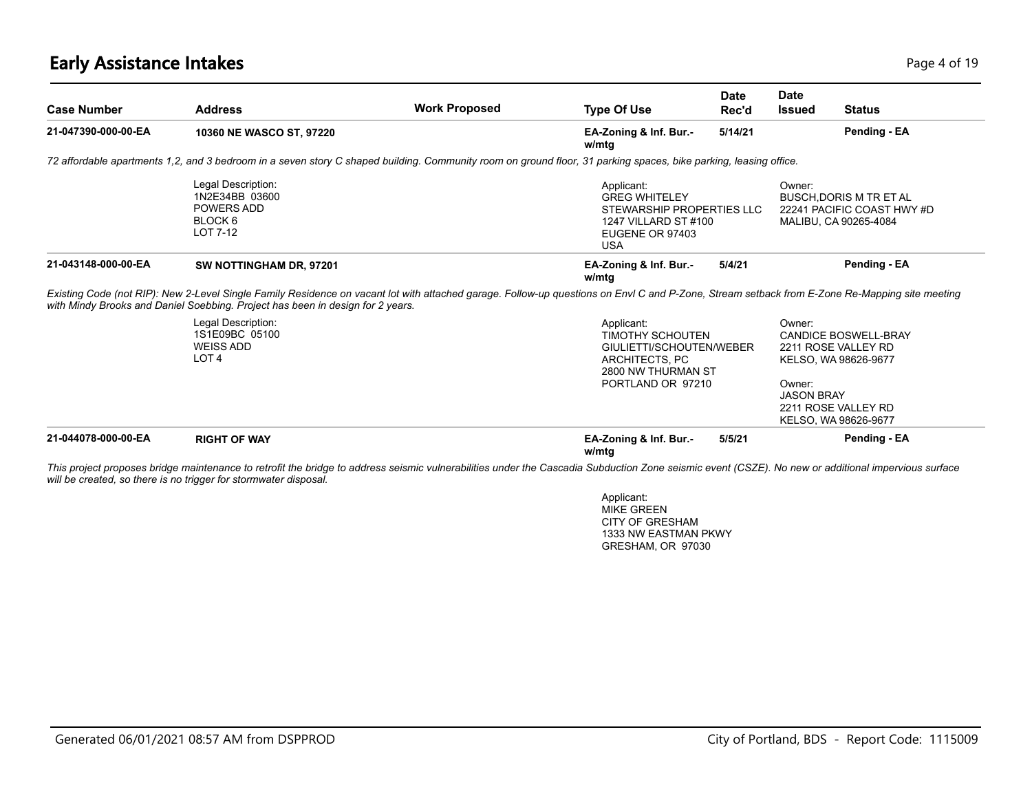## Early Assistance Intakes

| Case Number | Address | Work Proposed | Type Of Use | Date Rec'd | Date Issued | Status |
|---|---|---|---|---|---|---|
| **21-047390-000-00-EA** | **10360 NE WASCO ST, 97220** | | **EA-Zoning & Inf. Bur.- w/mtg** | **5/14/21** | | **Pending - EA** |

*72 affordable apartments 1,2, and 3 bedroom in a seven story C shaped building. Community room on ground floor, 31 parking spaces, bike parking, leasing office.*

Legal Description:
1N2E34BB 03600
POWERS ADD
BLOCK 6
LOT 7-12

Applicant:
GREG WHITELEY
STEWARSHIP PROPERTIES LLC
1247 VILLARD ST #100
EUGENE OR 97403
USA

Owner:
BUSCH,DORIS M TR ET AL
22241 PACIFIC COAST HWY #D
MALIBU, CA 90265-4084

| Case Number | Address | Work Proposed | Type Of Use | Date Rec'd | Date Issued | Status |
|---|---|---|---|---|---|---|
| **21-043148-000-00-EA** | **SW NOTTINGHAM DR, 97201** | | **EA-Zoning & Inf. Bur.- w/mtg** | **5/4/21** | | **Pending - EA** |

*Existing Code (not RIP): New 2-Level Single Family Residence on vacant lot with attached garage. Follow-up questions on Envl C and P-Zone, Stream setback from E-Zone Re-Mapping site meeting with Mindy Brooks and Daniel Soebbing. Project has been in design for 2 years.*

Legal Description:
1S1E09BC 05100
WEISS ADD
LOT 4

Applicant:
TIMOTHY SCHOUTEN
GIULIETTI/SCHOUTEN/WEBER ARCHITECTS, PC
2800 NW THURMAN ST
PORTLAND OR 97210

Owner:
CANDICE BOSWELL-BRAY
2211 ROSE VALLEY RD
KELSO, WA 98626-9677

Owner:
JASON BRAY
2211 ROSE VALLEY RD
KELSO, WA 98626-9677

| Case Number | Address | Work Proposed | Type Of Use | Date Rec'd | Date Issued | Status |
|---|---|---|---|---|---|---|
| **21-044078-000-00-EA** | **RIGHT OF WAY** | | **EA-Zoning & Inf. Bur.- w/mtg** | **5/5/21** | | **Pending - EA** |

*This project proposes bridge maintenance to retrofit the bridge to address seismic vulnerabilities under the Cascadia Subduction Zone seismic event (CSZE). No new or additional impervious surface will be created, so there is no trigger for stormwater disposal.*

Applicant:
MIKE GREEN
CITY OF GRESHAM
1333 NW EASTMAN PKWY
GRESHAM, OR 97030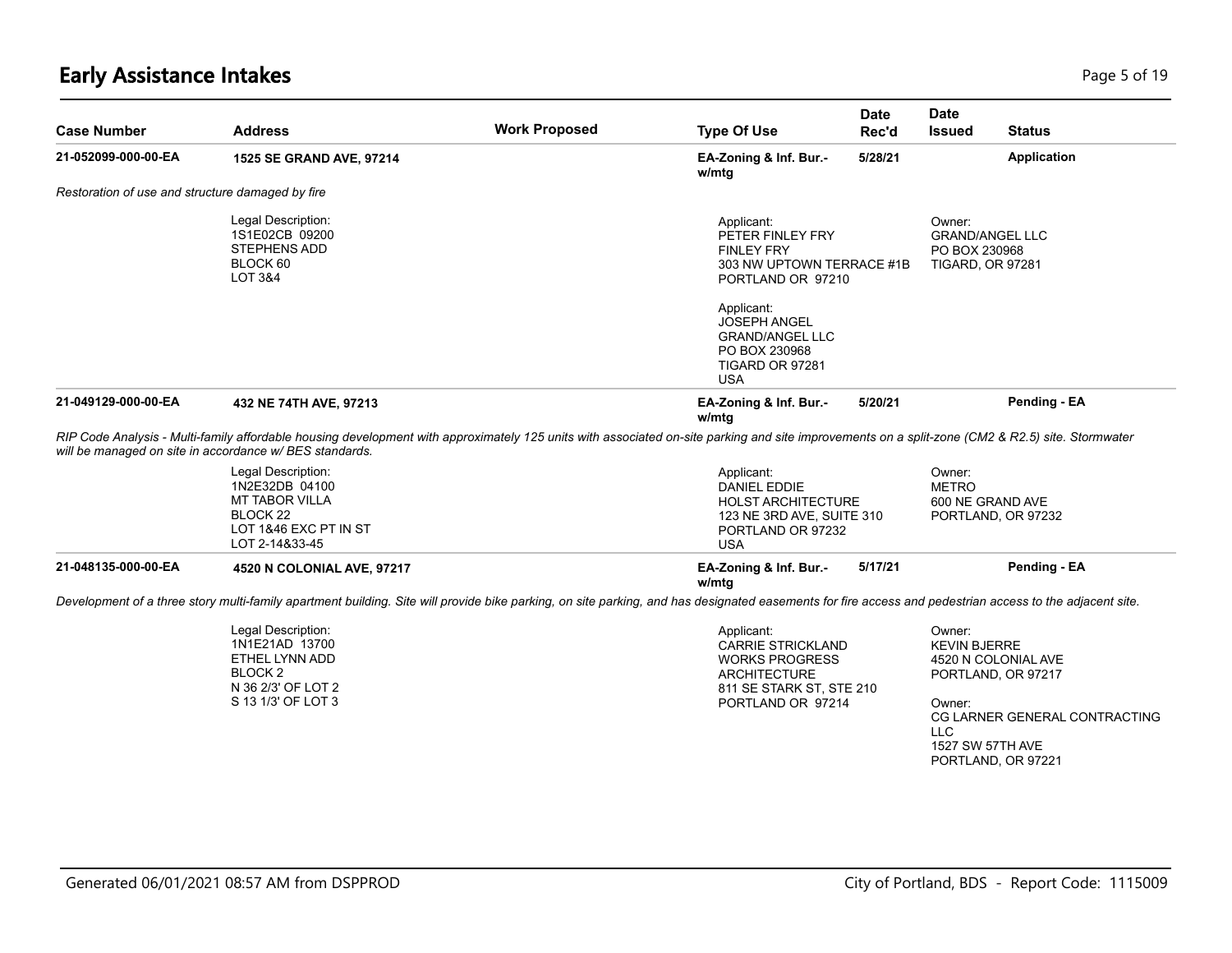# Early Assistance Intakes

| Case Number | Address | Work Proposed | Type Of Use | Date Rec'd | Date Issued | Status |
|---|---|---|---|---|---|---|
| **21-052099-000-00-EA** | **1525 SE GRAND AVE, 97214** | | **EA-Zoning & Inf. Bur.- w/mtg** | **5/28/21** | | **Application** |

*Restoration of use and structure damaged by fire*

Legal Description:
1S1E02CB 09200
STEPHENS ADD
BLOCK 60
LOT 3&4

Applicant:
PETER FINLEY FRY
FINLEY FRY
303 NW UPTOWN TERRACE #1B
PORTLAND OR 97210

Applicant:
JOSEPH ANGEL
GRAND/ANGEL LLC
PO BOX 230968
TIGARD OR 97281
USA

Owner:
GRAND/ANGEL LLC
PO BOX 230968
TIGARD, OR 97281

| Case Number | Address | Work Proposed | Type Of Use | Date Rec'd | Date Issued | Status |
|---|---|---|---|---|---|---|
| **21-049129-000-00-EA** | **432 NE 74TH AVE, 97213** | | **EA-Zoning & Inf. Bur.- w/mtg** | **5/20/21** | | **Pending - EA** |

*RIP Code Analysis - Multi-family affordable housing development with approximately 125 units with associated on-site parking and site improvements on a split-zone (CM2 & R2.5) site. Stormwater will be managed on site in accordance w/ BES standards.*

Legal Description:
1N2E32DB 04100
MT TABOR VILLA
BLOCK 22
LOT 1&46 EXC PT IN ST
LOT 2-14&33-45

Applicant:
DANIEL EDDIE
HOLST ARCHITECTURE
123 NE 3RD AVE, SUITE 310
PORTLAND OR 97232
USA

Owner:
METRO
600 NE GRAND AVE
PORTLAND, OR 97232

| Case Number | Address | Work Proposed | Type Of Use | Date Rec'd | Date Issued | Status |
|---|---|---|---|---|---|---|
| **21-048135-000-00-EA** | **4520 N COLONIAL AVE, 97217** | | **EA-Zoning & Inf. Bur.- w/mtg** | **5/17/21** | | **Pending - EA** |

*Development of a three story multi-family apartment building. Site will provide bike parking, on site parking, and has designated easements for fire access and pedestrian access to the adjacent site.*

Legal Description:
1N1E21AD 13700
ETHEL LYNN ADD
BLOCK 2
N 36 2/3' OF LOT 2
S 13 1/3' OF LOT 3

Applicant:
CARRIE STRICKLAND
WORKS PROGRESS ARCHITECTURE
811 SE STARK ST, STE 210
PORTLAND OR 97214

Owner:
KEVIN BJERRE
4520 N COLONIAL AVE
PORTLAND, OR 97217

Owner:
CG LARNER GENERAL CONTRACTING LLC
1527 SW 57TH AVE
PORTLAND, OR 97221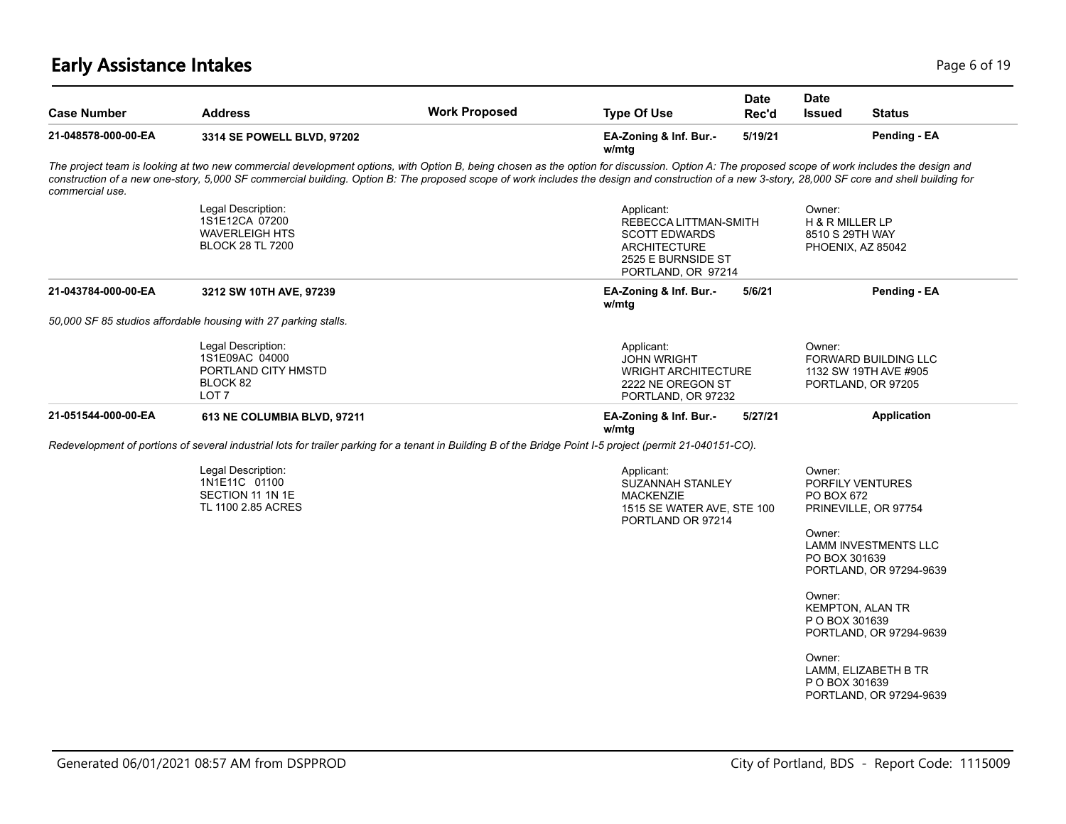# Early Assistance Intakes

| Case Number | Address | Work Proposed | Type Of Use | Date Rec'd | Date Issued | Status |
|---|---|---|---|---|---|---|
| **21-048578-000-00-EA** | **3314 SE POWELL BLVD, 97202** | | **EA-Zoning & Inf. Bur.- w/mtg** | **5/19/21** | | **Pending - EA** |

*The project team is looking at two new commercial development options, with Option B, being chosen as the option for discussion. Option A: The proposed scope of work includes the design and construction of a new one-story, 5,000 SF commercial building. Option B: The proposed scope of work includes the design and construction of a new 3-story, 28,000 SF core and shell building for commercial use.*

Legal Description:
1S1E12CA 07200
WAVERLEIGH HTS
BLOCK 28 TL 7200

Applicant:
REBECCA LITTMAN-SMITH
SCOTT EDWARDS ARCHITECTURE
2525 E BURNSIDE ST
PORTLAND, OR 97214

Owner:
H & R MILLER LP
8510 S 29TH WAY
PHOENIX, AZ 85042

| Case Number | Address | Work Proposed | Type Of Use | Date Rec'd | Date Issued | Status |
|---|---|---|---|---|---|---|
| **21-043784-000-00-EA** | **3212 SW 10TH AVE, 97239** | | **EA-Zoning & Inf. Bur.- w/mtg** | **5/6/21** | | **Pending - EA** |

*50,000 SF 85 studios affordable housing with 27 parking stalls.*

Legal Description:
1S1E09AC 04000
PORTLAND CITY HMSTD
BLOCK 82
LOT 7

Applicant:
JOHN WRIGHT
WRIGHT ARCHITECTURE
2222 NE OREGON ST
PORTLAND, OR 97232

Owner:
FORWARD BUILDING LLC
1132 SW 19TH AVE #905
PORTLAND, OR 97205

| Case Number | Address | Work Proposed | Type Of Use | Date Rec'd | Date Issued | Status |
|---|---|---|---|---|---|---|
| **21-051544-000-00-EA** | **613 NE COLUMBIA BLVD, 97211** | | **EA-Zoning & Inf. Bur.- w/mtg** | **5/27/21** | | **Application** |

*Redevelopment of portions of several industrial lots for trailer parking for a tenant in Building B of the Bridge Point I-5 project (permit 21-040151-CO).*

Legal Description:
1N1E11C 01100
SECTION 11 1N 1E
TL 1100 2.85 ACRES

Applicant:
SUZANNAH STANLEY
MACKENZIE
1515 SE WATER AVE, STE 100
PORTLAND OR 97214

Owner:
PORFILY VENTURES
PO BOX 672
PRINEVILLE, OR 97754

Owner:
LAMM INVESTMENTS LLC
PO BOX 301639
PORTLAND, OR 97294-9639

Owner:
KEMPTON, ALAN TR
P O BOX 301639
PORTLAND, OR 97294-9639

Owner:
LAMM, ELIZABETH B TR
P O BOX 301639
PORTLAND, OR 97294-9639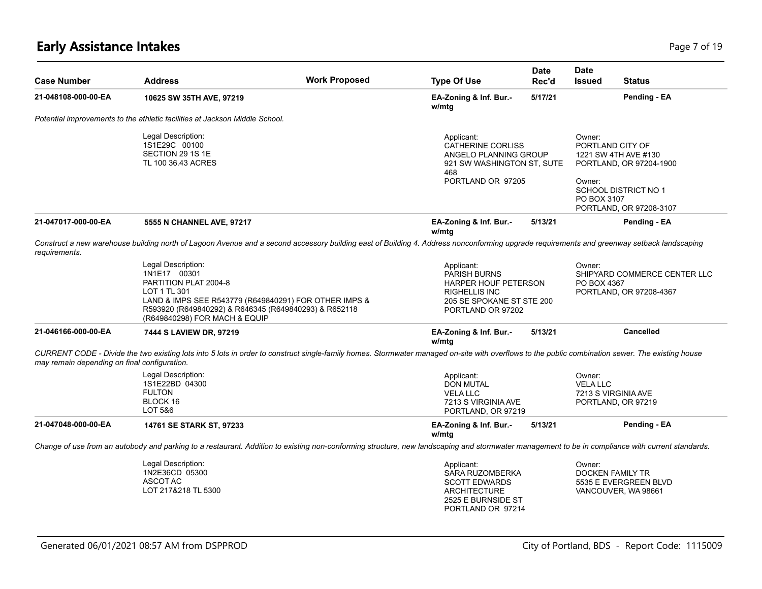# Early Assistance Intakes

| Case Number | Address | Work Proposed | Type Of Use | Date Rec'd | Date Issued | Status |
|---|---|---|---|---|---|---|
| 21-048108-000-00-EA | 10625 SW 35TH AVE, 97219 | | EA-Zoning & Inf. Bur.- w/mtg | 5/17/21 | | Pending - EA |

*Potential improvements to the athletic facilities at Jackson Middle School.*

Legal Description:
1S1E29C 00100
SECTION 29 1S 1E
TL 100 36.43 ACRES

Applicant:
CATHERINE CORLISS
ANGELO PLANNING GROUP
921 SW WASHINGTON ST, SUTE 468
PORTLAND OR 97205

Owner:
PORTLAND CITY OF
1221 SW 4TH AVE #130
PORTLAND, OR 97204-1900

Owner:
SCHOOL DISTRICT NO 1
PO BOX 3107
PORTLAND, OR 97208-3107

---

| Case Number | Address | Work Proposed | Type Of Use | Date Rec'd | Date Issued | Status |
|---|---|---|---|---|---|---|
| 21-047017-000-00-EA | 5555 N CHANNEL AVE, 97217 | | EA-Zoning & Inf. Bur.- w/mtg | 5/13/21 | | Pending - EA |

*Construct a new warehouse building north of Lagoon Avenue and a second accessory building east of Building 4. Address nonconforming upgrade requirements and greenway setback landscaping requirements.*

Legal Description:
1N1E17 00301
PARTITION PLAT 2004-8
LOT 1 TL 301
LAND & IMPS SEE R543779 (R649840291) FOR OTHER IMPS & R593920 (R649840292) & R646345 (R649840293) & R652118 (R649840298) FOR MACH & EQUIP

Applicant:
PARISH BURNS
HARPER HOUF PETERSON RIGHELLIS INC
205 SE SPOKANE ST STE 200
PORTLAND OR 97202

Owner:
SHIPYARD COMMERCE CENTER LLC
PO BOX 4367
PORTLAND, OR 97208-4367

---

| Case Number | Address | Work Proposed | Type Of Use | Date Rec'd | Date Issued | Status |
|---|---|---|---|---|---|---|
| 21-046166-000-00-EA | 7444 S LAVIEW DR, 97219 | | EA-Zoning & Inf. Bur.- w/mtg | 5/13/21 | | Cancelled |

*CURRENT CODE - Divide the two existing lots into 5 lots in order to construct single-family homes. Stormwater managed on-site with overflows to the public combination sewer. The existing house may remain depending on final configuration.*

Legal Description:
1S1E22BD 04300
FULTON
BLOCK 16
LOT 5&6

Applicant:
DON MUTAL
VELA LLC
7213 S VIRGINIA AVE
PORTLAND, OR 97219

Owner:
VELA LLC
7213 S VIRGINIA AVE
PORTLAND, OR 97219

---

| Case Number | Address | Work Proposed | Type Of Use | Date Rec'd | Date Issued | Status |
|---|---|---|---|---|---|---|
| 21-047048-000-00-EA | 14761 SE STARK ST, 97233 | | EA-Zoning & Inf. Bur.- w/mtg | 5/13/21 | | Pending - EA |

*Change of use from an autobody and parking to a restaurant. Addition to existing non-conforming structure, new landscaping and stormwater management to be in compliance with current standards.*

Legal Description:
1N2E36CD 05300
ASCOT AC
LOT 217&218 TL 5300

Applicant:
SARA RUZOMBERKA
SCOTT EDWARDS ARCHITECTURE
2525 E BURNSIDE ST
PORTLAND OR 97214

Owner:
DOCKEN FAMILY TR
5535 E EVERGREEN BLVD
VANCOUVER, WA 98661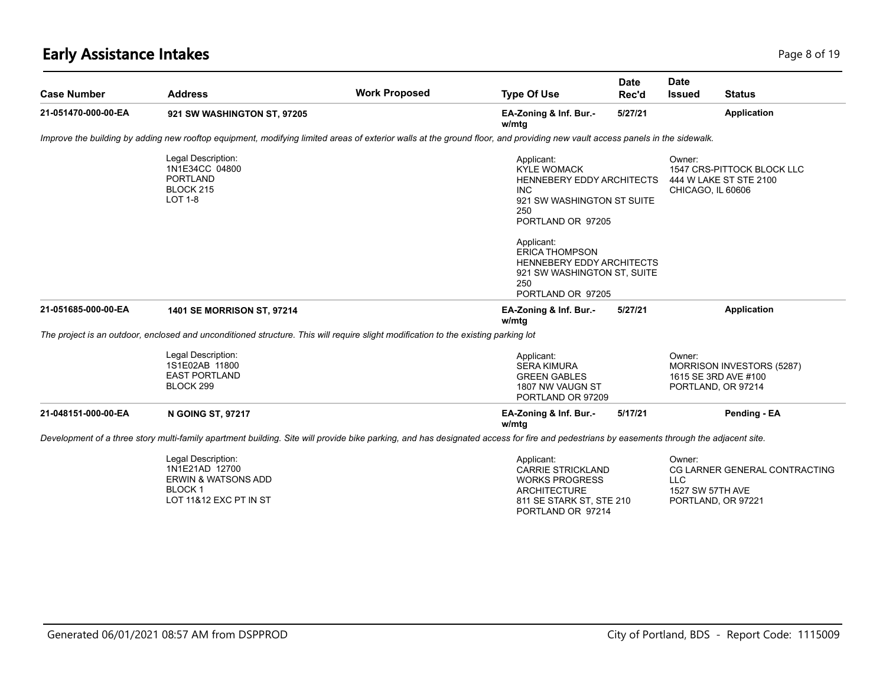# Early Assistance Intakes

| Case Number | Address | Work Proposed | Type Of Use | Date Rec'd | Date Issued | Status |
|---|---|---|---|---|---|---|
| 21-051470-000-00-EA | 921 SW WASHINGTON ST, 97205 | | EA-Zoning & Inf. Bur.- w/mtg | 5/27/21 | | Application |

*Improve the building by adding new rooftop equipment, modifying limited areas of exterior walls at the ground floor, and providing new vault access panels in the sidewalk.*

Legal Description:
1N1E34CC 04800
PORTLAND
BLOCK 215
LOT 1-8

Applicant:
KYLE WOMACK
HENNEBERY EDDY ARCHITECTS INC
921 SW WASHINGTON ST SUITE 250
PORTLAND OR 97205

Applicant:
ERICA THOMPSON
HENNEBERY EDDY ARCHITECTS
921 SW WASHINGTON ST, SUITE 250
PORTLAND OR 97205

Owner:
1547 CRS-PITTOCK BLOCK LLC
444 W LAKE ST STE 2100
CHICAGO, IL 60606

| Case Number | Address | Work Proposed | Type Of Use | Date Rec'd | Date Issued | Status |
|---|---|---|---|---|---|---|
| 21-051685-000-00-EA | 1401 SE MORRISON ST, 97214 | | EA-Zoning & Inf. Bur.- w/mtg | 5/27/21 | | Application |

*The project is an outdoor, enclosed and unconditioned structure. This will require slight modification to the existing parking lot*

Legal Description:
1S1E02AB 11800
EAST PORTLAND
BLOCK 299

Applicant:
SERA KIMURA
GREEN GABLES
1807 NW VAUGN ST
PORTLAND OR 97209

Owner:
MORRISON INVESTORS (5287)
1615 SE 3RD AVE #100
PORTLAND, OR 97214

| Case Number | Address | Work Proposed | Type Of Use | Date Rec'd | Date Issued | Status |
|---|---|---|---|---|---|---|
| 21-048151-000-00-EA | N GOING ST, 97217 | | EA-Zoning & Inf. Bur.- w/mtg | 5/17/21 | | Pending - EA |

*Development of a three story multi-family apartment building. Site will provide bike parking, and has designated access for fire and pedestrians by easements through the adjacent site.*

Legal Description:
1N1E21AD 12700
ERWIN & WATSONS ADD
BLOCK 1
LOT 11&12 EXC PT IN ST

Applicant:
CARRIE STRICKLAND
WORKS PROGRESS ARCHITECTURE
811 SE STARK ST, STE 210
PORTLAND OR 97214

Owner:
CG LARNER GENERAL CONTRACTING LLC
1527 SW 57TH AVE
PORTLAND, OR 97221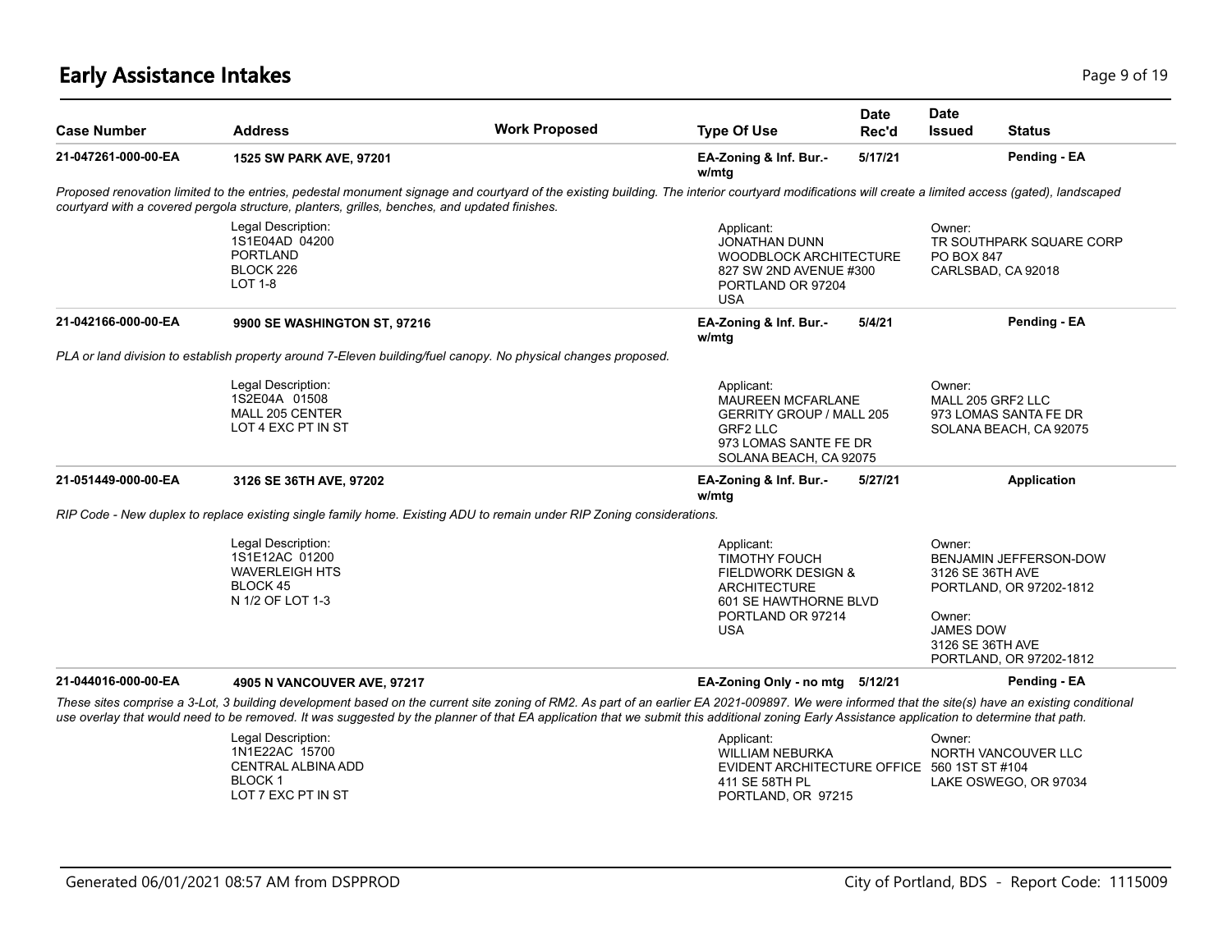# Early Assistance Intakes

| Case Number | Address | Work Proposed | Type Of Use | Date Rec'd | Date Issued | Status |
|---|---|---|---|---|---|---|
| **21-047261-000-00-EA** | **1525 SW PARK AVE, 97201** | | **EA-Zoning & Inf. Bur.- w/mtg** | **5/17/21** | | **Pending - EA** |

*Proposed renovation limited to the entries, pedestal monument signage and courtyard of the existing building. The interior courtyard modifications will create a limited access (gated), landscaped courtyard with a covered pergola structure, planters, grilles, benches, and updated finishes.*

Legal Description:
1S1E04AD 04200
PORTLAND
BLOCK 226
LOT 1-8

Applicant:
JONATHAN DUNN
WOODBLOCK ARCHITECTURE
827 SW 2ND AVENUE #300
PORTLAND OR 97204
USA

Owner:
TR SOUTHPARK SQUARE CORP
PO BOX 847
CARLSBAD, CA 92018

| Case Number | Address | Work Proposed | Type Of Use | Date Rec'd | Date Issued | Status |
|---|---|---|---|---|---|---|
| **21-042166-000-00-EA** | **9900 SE WASHINGTON ST, 97216** | | **EA-Zoning & Inf. Bur.- w/mtg** | **5/4/21** | | **Pending - EA** |

*PLA or land division to establish property around 7-Eleven building/fuel canopy. No physical changes proposed.*

Legal Description:
1S2E04A 01508
MALL 205 CENTER
LOT 4 EXC PT IN ST

Applicant:
MAUREEN MCFARLANE
GERRITY GROUP / MALL 205 GRF2 LLC
973 LOMAS SANTE FE DR
SOLANA BEACH, CA 92075

Owner:
MALL 205 GRF2 LLC
973 LOMAS SANTA FE DR
SOLANA BEACH, CA 92075

| Case Number | Address | Work Proposed | Type Of Use | Date Rec'd | Date Issued | Status |
|---|---|---|---|---|---|---|
| **21-051449-000-00-EA** | **3126 SE 36TH AVE, 97202** | | **EA-Zoning & Inf. Bur.- w/mtg** | **5/27/21** | | **Application** |

*RIP Code - New duplex to replace existing single family home. Existing ADU to remain under RIP Zoning considerations.*

Legal Description:
1S1E12AC 01200
WAVERLEIGH HTS
BLOCK 45
N 1/2 OF LOT 1-3

Applicant:
TIMOTHY FOUCH
FIELDWORK DESIGN & ARCHITECTURE
601 SE HAWTHORNE BLVD
PORTLAND OR 97214
USA

Owner:
BENJAMIN JEFFERSON-DOW
3126 SE 36TH AVE
PORTLAND, OR 97202-1812

Owner:
JAMES DOW
3126 SE 36TH AVE
PORTLAND, OR 97202-1812

| Case Number | Address | Work Proposed | Type Of Use | Date Rec'd | Date Issued | Status |
|---|---|---|---|---|---|---|
| **21-044016-000-00-EA** | **4905 N VANCOUVER AVE, 97217** | | **EA-Zoning Only - no mtg** | **5/12/21** | | **Pending - EA** |

*These sites comprise a 3-Lot, 3 building development based on the current site zoning of RM2. As part of an earlier EA 2021-009897. We were informed that the site(s) have an existing conditional use overlay that would need to be removed. It was suggested by the planner of that EA application that we submit this additional zoning Early Assistance application to determine that path.*

Legal Description:
1N1E22AC 15700
CENTRAL ALBINA ADD
BLOCK 1
LOT 7 EXC PT IN ST

Applicant:
WILLIAM NEBURKA
EVIDENT ARCHITECTURE OFFICE
411 SE 58TH PL
PORTLAND, OR 97215

Owner:
NORTH VANCOUVER LLC
560 1ST ST #104
LAKE OSWEGO, OR 97034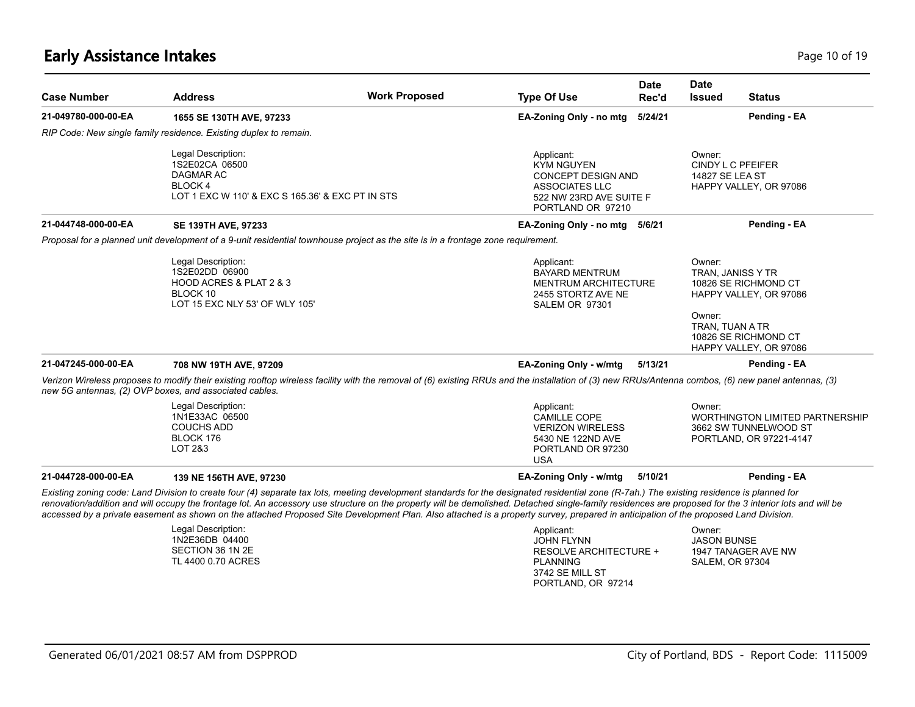## Early Assistance Intakes

| Case Number | Address | Work Proposed | Type Of Use | Date Rec'd | Date Issued | Status |
|---|---|---|---|---|---|---|
| 21-049780-000-00-EA | 1655 SE 130TH AVE, 97233 | | EA-Zoning Only - no mtg | 5/24/21 | | Pending - EA |

*RIP Code: New single family residence. Existing duplex to remain.*

Legal Description:
1S2E02CA 06500
DAGMAR AC
BLOCK 4
LOT 1 EXC W 110' & EXC S 165.36' & EXC PT IN STS

Applicant:
KYM NGUYEN
CONCEPT DESIGN AND ASSOCIATES LLC
522 NW 23RD AVE SUITE F
PORTLAND OR 97210

Owner:
CINDY L C PFEIFER
14827 SE LEA ST
HAPPY VALLEY, OR 97086

| Case Number | Address | Work Proposed | Type Of Use | Date Rec'd | Date Issued | Status |
|---|---|---|---|---|---|---|
| 21-044748-000-00-EA | SE 139TH AVE, 97233 | | EA-Zoning Only - no mtg | 5/6/21 | | Pending - EA |

*Proposal for a planned unit development of a 9-unit residential townhouse project as the site is in a frontage zone requirement.*

Legal Description:
1S2E02DD 06900
HOOD ACRES & PLAT 2 & 3
BLOCK 10
LOT 15 EXC NLY 53' OF WLY 105'

Applicant:
BAYARD MENTRUM
MENTRUM ARCHITECTURE
2455 STORTZ AVE NE
SALEM OR 97301

Owner:
TRAN, JANISS Y TR
10826 SE RICHMOND CT
HAPPY VALLEY, OR 97086

Owner:
TRAN, TUAN A TR
10826 SE RICHMOND CT
HAPPY VALLEY, OR 97086

| Case Number | Address | Work Proposed | Type Of Use | Date Rec'd | Date Issued | Status |
|---|---|---|---|---|---|---|
| 21-047245-000-00-EA | 708 NW 19TH AVE, 97209 | | EA-Zoning Only - w/mtg | 5/13/21 | | Pending - EA |

*Verizon Wireless proposes to modify their existing rooftop wireless facility with the removal of (6) existing RRUs and the installation of (3) new RRUs/Antenna combos, (6) new panel antennas, (3) new 5G antennas, (2) OVP boxes, and associated cables.*

Legal Description:
1N1E33AC 06500
COUCHS ADD
BLOCK 176
LOT 2&3

Applicant:
CAMILLE COPE
VERIZON WIRELESS
5430 NE 122ND AVE
PORTLAND OR 97230
USA

Owner:
WORTHINGTON LIMITED PARTNERSHIP
3662 SW TUNNELWOOD ST
PORTLAND, OR 97221-4147

| Case Number | Address | Work Proposed | Type Of Use | Date Rec'd | Date Issued | Status |
|---|---|---|---|---|---|---|
| 21-044728-000-00-EA | 139 NE 156TH AVE, 97230 | | EA-Zoning Only - w/mtg | 5/10/21 | | Pending - EA |

*Existing zoning code: Land Division to create four (4) separate tax lots, meeting development standards for the designated residential zone (R-7ah.) The existing residence is planned for renovation/addition and will occupy the frontage lot. An accessory use structure on the property will be demolished. Detached single-family residences are proposed for the 3 interior lots and will be accessed by a private easement as shown on the attached Proposed Site Development Plan. Also attached is a property survey, prepared in anticipation of the proposed Land Division.*

Legal Description:
1N2E36DB 04400
SECTION 36 1N 2E
TL 4400 0.70 ACRES

Applicant:
JOHN FLYNN
RESOLVE ARCHITECTURE + PLANNING
3742 SE MILL ST
PORTLAND, OR 97214

Owner:
JASON BUNSE
1947 TANAGER AVE NW
SALEM, OR 97304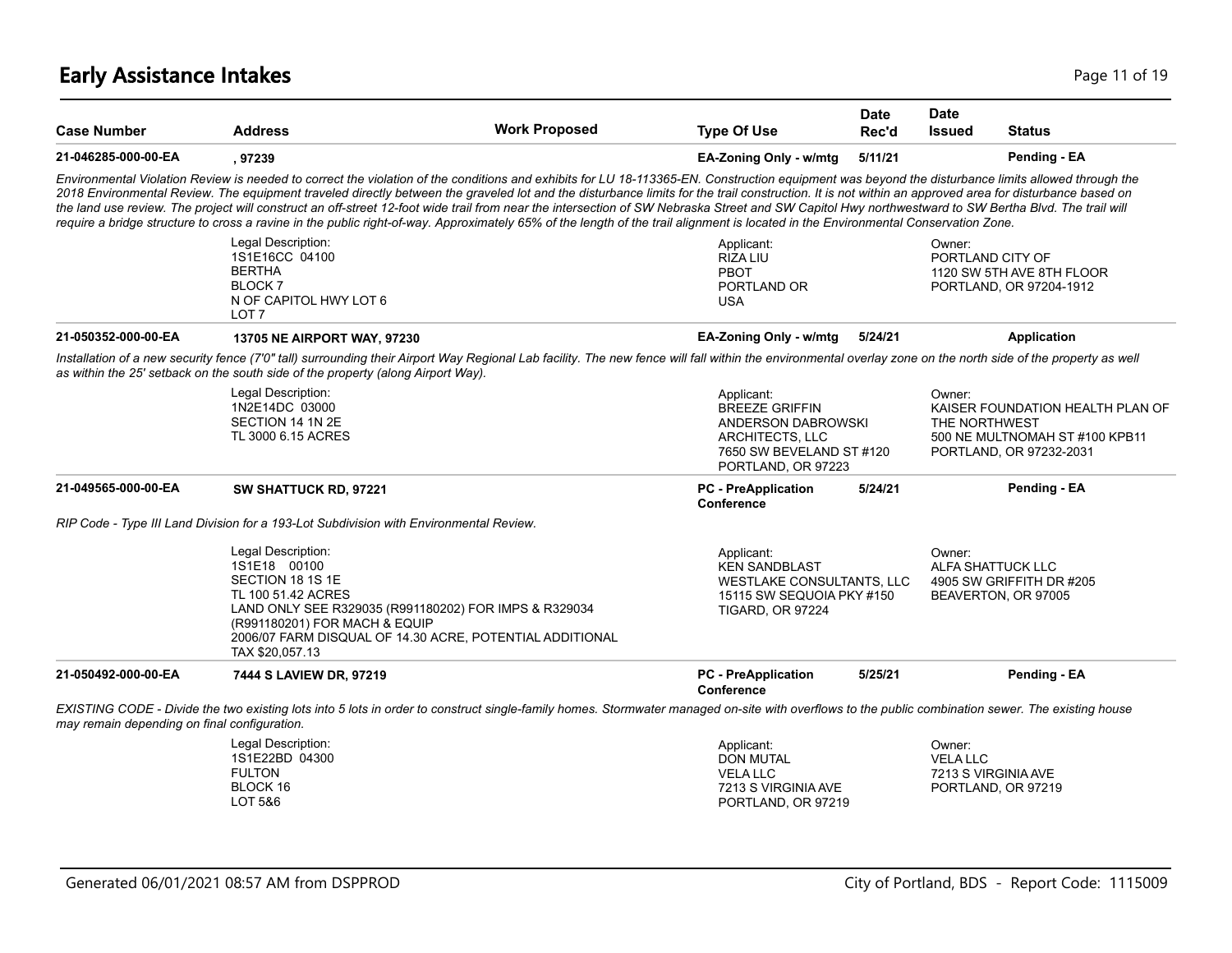# Early Assistance Intakes

| Case Number | Address | Work Proposed | Type Of Use | Date Rec'd | Date Issued | Status |
|---|---|---|---|---|---|---|
| 21-046285-000-00-EA | , 97239 | | EA-Zoning Only - w/mtg | 5/11/21 | | Pending - EA |

*Environmental Violation Review is needed to correct the violation of the conditions and exhibits for LU 18-113365-EN. Construction equipment was beyond the disturbance limits allowed through the 2018 Environmental Review. The equipment traveled directly between the graveled lot and the disturbance limits for the trail construction. It is not within an approved area for disturbance based on the land use review. The project will construct an off-street 12-foot wide trail from near the intersection of SW Nebraska Street and SW Capitol Hwy northwestward to SW Bertha Blvd. The trail will require a bridge structure to cross a ravine in the public right-of-way. Approximately 65% of the length of the trail alignment is located in the Environmental Conservation Zone.*

Legal Description:
1S1E16CC 04100
BERTHA
BLOCK 7
N OF CAPITOL HWY LOT 6
LOT 7

Applicant:
RIZA LIU
PBOT
PORTLAND OR
USA

Owner:
PORTLAND CITY OF
1120 SW 5TH AVE 8TH FLOOR
PORTLAND, OR 97204-1912

| Case Number | Address | Work Proposed | Type Of Use | Date Rec'd | Date Issued | Status |
|---|---|---|---|---|---|---|
| 21-050352-000-00-EA | 13705 NE AIRPORT WAY, 97230 | | EA-Zoning Only - w/mtg | 5/24/21 | | Application |

*Installation of a new security fence (7'0" tall) surrounding their Airport Way Regional Lab facility. The new fence will fall within the environmental overlay zone on the north side of the property as well as within the 25' setback on the south side of the property (along Airport Way).*

Legal Description:
1N2E14DC 03000
SECTION 14 1N 2E
TL 3000 6.15 ACRES

Applicant:
BREEZE GRIFFIN
ANDERSON DABROWSKI ARCHITECTS, LLC
7650 SW BEVELAND ST #120
PORTLAND, OR 97223

Owner:
KAISER FOUNDATION HEALTH PLAN OF THE NORTHWEST
500 NE MULTNOMAH ST #100 KPB11
PORTLAND, OR 97232-2031

| Case Number | Address | Work Proposed | Type Of Use | Date Rec'd | Date Issued | Status |
|---|---|---|---|---|---|---|
| 21-049565-000-00-EA | SW SHATTUCK RD, 97221 | | PC - PreApplication Conference | 5/24/21 | | Pending - EA |

*RIP Code - Type III Land Division for a 193-Lot Subdivision with Environmental Review.*

Legal Description:
1S1E18 00100
SECTION 18 1S 1E
TL 100 51.42 ACRES
LAND ONLY SEE R329035 (R991180202) FOR IMPS & R329034 (R991180201) FOR MACH & EQUIP
2006/07 FARM DISQUAL OF 14.30 ACRE, POTENTIAL ADDITIONAL TAX $20,057.13

Applicant:
KEN SANDBLAST
WESTLAKE CONSULTANTS, LLC
15115 SW SEQUOIA PKY #150
TIGARD, OR 97224

Owner:
ALFA SHATTUCK LLC
4905 SW GRIFFITH DR #205
BEAVERTON, OR 97005

| Case Number | Address | Work Proposed | Type Of Use | Date Rec'd | Date Issued | Status |
|---|---|---|---|---|---|---|
| 21-050492-000-00-EA | 7444 S LAVIEW DR, 97219 | | PC - PreApplication Conference | 5/25/21 | | Pending - EA |

*EXISTING CODE - Divide the two existing lots into 5 lots in order to construct single-family homes. Stormwater managed on-site with overflows to the public combination sewer. The existing house may remain depending on final configuration.*

Legal Description:
1S1E22BD 04300
FULTON
BLOCK 16
LOT 5&6

Applicant:
DON MUTAL
VELA LLC
7213 S VIRGINIA AVE
PORTLAND, OR 97219

Owner:
VELA LLC
7213 S VIRGINIA AVE
PORTLAND, OR 97219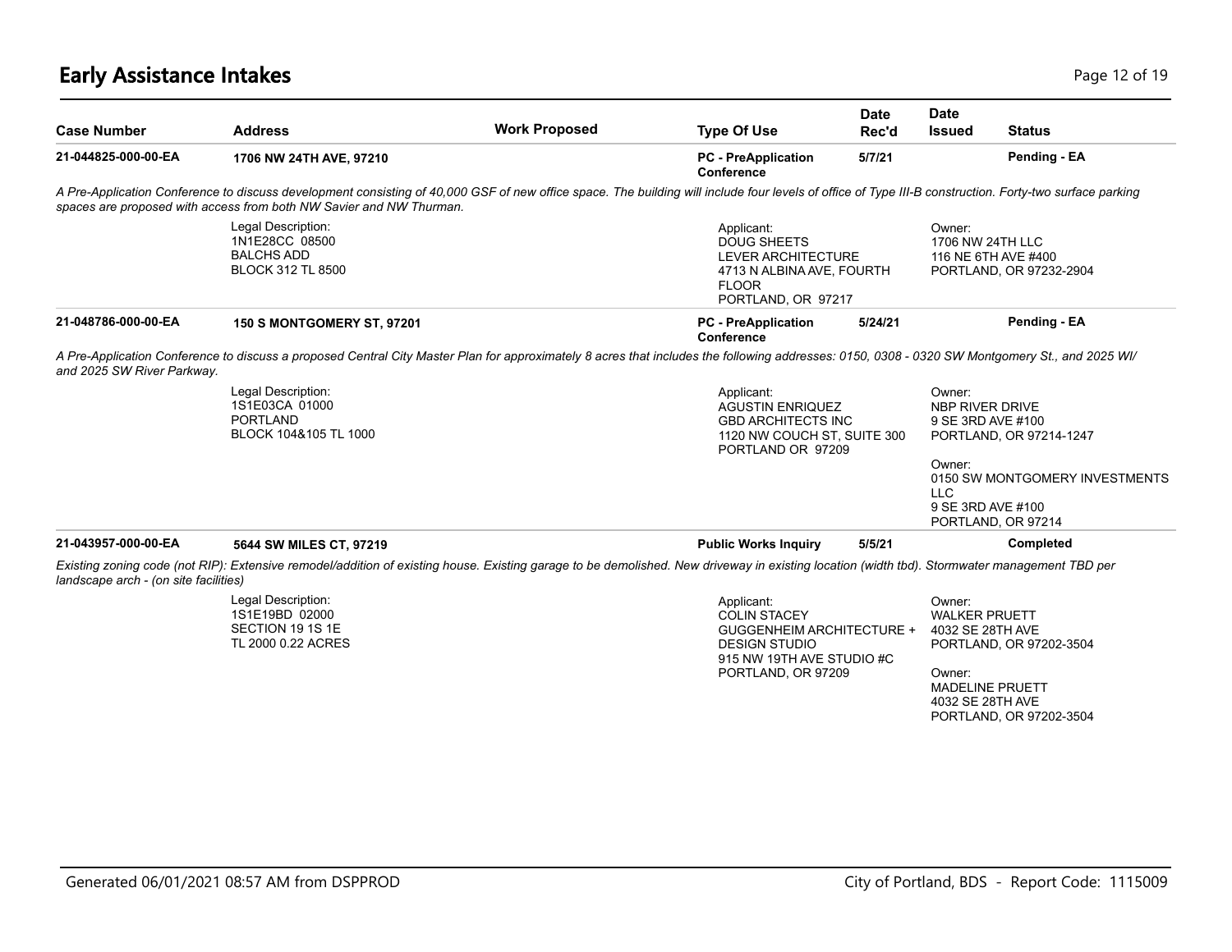# Early Assistance Intakes

| Case Number | Address | Work Proposed | Type Of Use | Date Rec'd | Date Issued | Status |
|---|---|---|---|---|---|---|
| 21-044825-000-00-EA | 1706 NW 24TH AVE, 97210 | | PC - PreApplication Conference | 5/7/21 | | Pending - EA |

*A Pre-Application Conference to discuss development consisting of 40,000 GSF of new office space. The building will include four levels of office of Type III-B construction. Forty-two surface parking spaces are proposed with access from both NW Savier and NW Thurman.*

Legal Description:
1N1E28CC 08500
BALCHS ADD
BLOCK 312 TL 8500

Applicant:
DOUG SHEETS
LEVER ARCHITECTURE
4713 N ALBINA AVE, FOURTH FLOOR
PORTLAND, OR 97217

Owner:
1706 NW 24TH LLC
116 NE 6TH AVE #400
PORTLAND, OR 97232-2904

| Case Number | Address | Work Proposed | Type Of Use | Date Rec'd | Date Issued | Status |
|---|---|---|---|---|---|---|
| 21-048786-000-00-EA | 150 S MONTGOMERY ST, 97201 | | PC - PreApplication Conference | 5/24/21 | | Pending - EA |

*A Pre-Application Conference to discuss a proposed Central City Master Plan for approximately 8 acres that includes the following addresses: 0150, 0308 - 0320 SW Montgomery St., and 2025 WI/ and 2025 SW River Parkway.*

Legal Description:
1S1E03CA 01000
PORTLAND
BLOCK 104&105 TL 1000

Applicant:
AGUSTIN ENRIQUEZ
GBD ARCHITECTS INC
1120 NW COUCH ST, SUITE 300
PORTLAND OR 97209

Owner:
NBP RIVER DRIVE
9 SE 3RD AVE #100
PORTLAND, OR 97214-1247

Owner:
0150 SW MONTGOMERY INVESTMENTS LLC
9 SE 3RD AVE #100
PORTLAND, OR 97214

| Case Number | Address | Work Proposed | Type Of Use | Date Rec'd | Date Issued | Status |
|---|---|---|---|---|---|---|
| 21-043957-000-00-EA | 5644 SW MILES CT, 97219 | | Public Works Inquiry | 5/5/21 | | Completed |

*Existing zoning code (not RIP): Extensive remodel/addition of existing house. Existing garage to be demolished. New driveway in existing location (width tbd). Stormwater management TBD per landscape arch - (on site facilities)*

Legal Description:
1S1E19BD 02000
SECTION 19 1S 1E
TL 2000 0.22 ACRES

Applicant:
COLIN STACEY
GUGGENHEIM ARCHITECTURE + DESIGN STUDIO
915 NW 19TH AVE STUDIO #C
PORTLAND, OR 97209

Owner:
WALKER PRUETT
4032 SE 28TH AVE
PORTLAND, OR 97202-3504

Owner:
MADELINE PRUETT
4032 SE 28TH AVE
PORTLAND, OR 97202-3504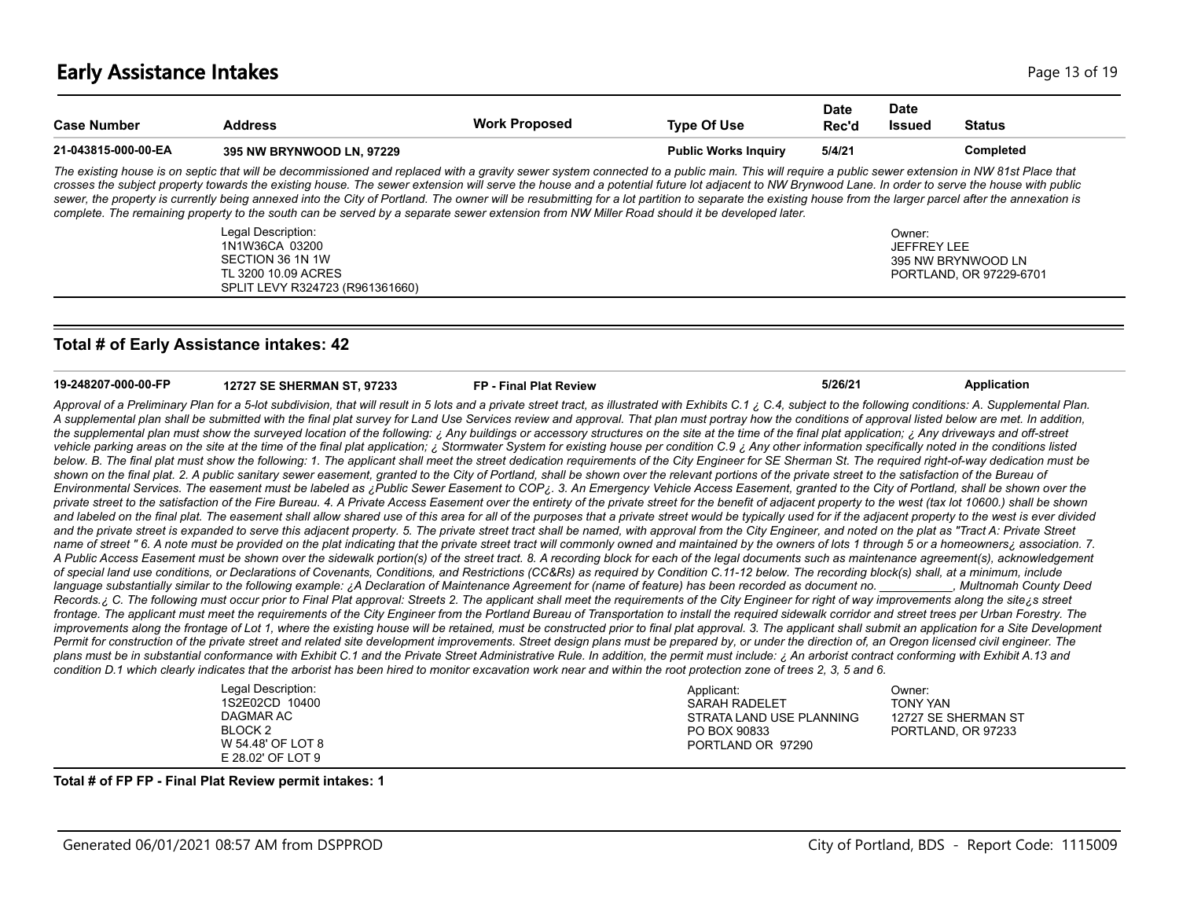## Early Assistance Intakes

| Case Number | Address | Work Proposed | Type Of Use | Date Rec'd | Date Issued | Status |
|---|---|---|---|---|---|---|
| 21-043815-000-00-EA | 395 NW BRYNWOOD LN, 97229 | | Public Works Inquiry | 5/4/21 | | Completed |

*The existing house is on septic that will be decommissioned and replaced with a gravity sewer system connected to a public main. This will require a public sewer extension in NW 81st Place that crosses the subject property towards the existing house. The sewer extension will serve the house and a potential future lot adjacent to NW Brynwood Lane. In order to serve the house with public sewer, the property is currently being annexed into the City of Portland. The owner will be resubmitting for a lot partition to separate the existing house from the larger parcel after the annexation is complete. The remaining property to the south can be served by a separate sewer extension from NW Miller Road should it be developed later.*

Legal Description:
1N1W36CA 03200
SECTION 36 1N 1W
TL 3200 10.09 ACRES
SPLIT LEVY R324723 (R961361660)

Owner:
JEFFREY LEE
395 NW BRYNWOOD LN
PORTLAND, OR 97229-6701

### Total # of Early Assistance intakes: 42

| Case Number | Address | Work Proposed | Type Of Use | Date Rec'd | Date Issued | Status |
|---|---|---|---|---|---|---|
| 19-248207-000-00-FP | 12727 SE SHERMAN ST, 97233 | FP - Final Plat Review | | 5/26/21 | | Application |

*Approval of a Preliminary Plan for a 5-lot subdivision, that will result in 5 lots and a private street tract, as illustrated with Exhibits C.1 ¿ C.4, subject to the following conditions: A. Supplemental Plan. A supplemental plan shall be submitted with the final plat survey for Land Use Services review and approval. That plan must portray how the conditions of approval listed below are met. In addition, the supplemental plan must show the surveyed location of the following: ¿ Any buildings or accessory structures on the site at the time of the final plat application; ¿ Any driveways and off-street vehicle parking areas on the site at the time of the final plat application; ¿ Stormwater System for existing house per condition C.9 ¿ Any other information specifically noted in the conditions listed below. B. The final plat must show the following: 1. The applicant shall meet the street dedication requirements of the City Engineer for SE Sherman St. The required right-of-way dedication must be shown on the final plat. 2. A public sanitary sewer easement, granted to the City of Portland, shall be shown over the relevant portions of the private street to the satisfaction of the Bureau of Environmental Services. The easement must be labeled as ¿Public Sewer Easement to COP¿. 3. An Emergency Vehicle Access Easement, granted to the City of Portland, shall be shown over the private street to the satisfaction of the Fire Bureau. 4. A Private Access Easement over the entirety of the private street for the benefit of adjacent property to the west (tax lot 10600.) shall be shown and labeled on the final plat. The easement shall allow shared use of this area for all of the purposes that a private street would be typically used for if the adjacent property to the west is ever divided and the private street is expanded to serve this adjacent property. 5. The private street tract shall be named, with approval from the City Engineer, and noted on the plat as "Tract A: Private Street name of street " 6. A note must be provided on the plat indicating that the private street tract will commonly owned and maintained by the owners of lots 1 through 5 or a homeowners¿ association. 7. A Public Access Easement must be shown over the sidewalk portion(s) of the street tract. 8. A recording block for each of the legal documents such as maintenance agreement(s), acknowledgement of special land use conditions, or Declarations of Covenants, Conditions, and Restrictions (CC&Rs) as required by Condition C.11-12 below. The recording block(s) shall, at a minimum, include language substantially similar to the following example: ¿A Declaration of Maintenance Agreement for (name of feature) has been recorded as document no. \_\_\_\_\_\_\_\_\_\_\_, Multnomah County Deed Records.¿ C. The following must occur prior to Final Plat approval: Streets 2. The applicant shall meet the requirements of the City Engineer for right of way improvements along the site¿s street frontage. The applicant must meet the requirements of the City Engineer from the Portland Bureau of Transportation to install the required sidewalk corridor and street trees per Urban Forestry. The improvements along the frontage of Lot 1, where the existing house will be retained, must be constructed prior to final plat approval. 3. The applicant shall submit an application for a Site Development Permit for construction of the private street and related site development improvements. Street design plans must be prepared by, or under the direction of, an Oregon licensed civil engineer. The plans must be in substantial conformance with Exhibit C.1 and the Private Street Administrative Rule. In addition, the permit must include: ¿ An arborist contract conforming with Exhibit A.13 and condition D.1 which clearly indicates that the arborist has been hired to monitor excavation work near and within the root protection zone of trees 2, 3, 5 and 6.*

Legal Description:
1S2E02CD 10400
DAGMAR AC
BLOCK 2
W 54.48' OF LOT 8
E 28.02' OF LOT 9

Applicant:
SARAH RADELET
STRATA LAND USE PLANNING
PO BOX 90833
PORTLAND OR 97290

Owner:
TONY YAN
12727 SE SHERMAN ST
PORTLAND, OR 97233

**Total # of FP FP - Final Plat Review permit intakes: 1**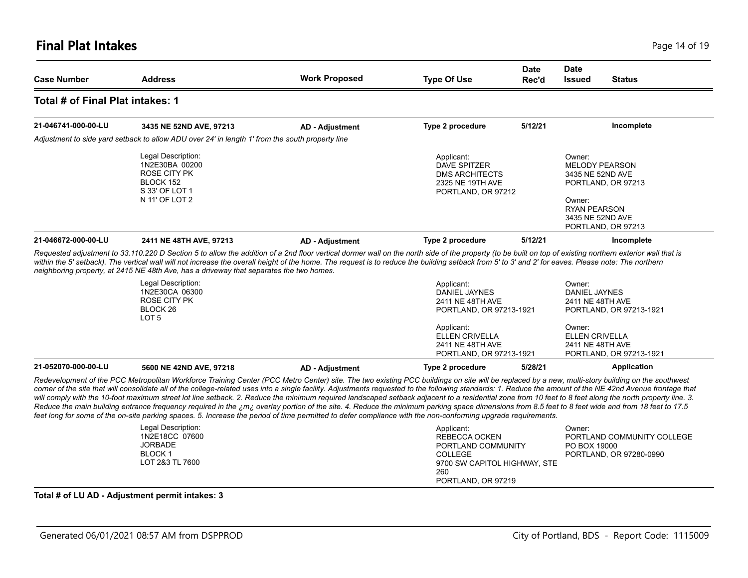## Final Plat Intakes

| Case Number | Address | Work Proposed | Type Of Use | Date Rec'd | Date Issued | Status |
|---|---|---|---|---|---|---|

**Total # of Final Plat intakes: 1**

| Case Number | Address | Work Proposed | Type Of Use | Date Rec'd | Date Issued | Status |
|---|---|---|---|---|---|---|
| **21-046741-000-00-LU** | **3435 NE 52ND AVE, 97213** | **AD - Adjustment** | **Type 2 procedure** | **5/12/21** | | **Incomplete** |

*Adjustment to side yard setback to allow ADU over 24' in length 1' from the south property line*

Legal Description:
1N2E30BA 00200
ROSE CITY PK
BLOCK 152
S 33' OF LOT 1
N 11' OF LOT 2

Applicant:
DAVE SPITZER
DMS ARCHITECTS
2325 NE 19TH AVE
PORTLAND, OR 97212

Owner:
MELODY PEARSON
3435 NE 52ND AVE
PORTLAND, OR 97213

Owner:
RYAN PEARSON
3435 NE 52ND AVE
PORTLAND, OR 97213

| Case Number | Address | Work Proposed | Type Of Use | Date Rec'd | Date Issued | Status |
|---|---|---|---|---|---|---|
| **21-046672-000-00-LU** | **2411 NE 48TH AVE, 97213** | **AD - Adjustment** | **Type 2 procedure** | **5/12/21** | | **Incomplete** |

*Requested adjustment to 33.110.220 D Section 5 to allow the addition of a 2nd floor vertical dormer wall on the north side of the property (to be built on top of existing northern exterior wall that is within the 5' setback). The vertical wall will not increase the overall height of the home. The request is to reduce the building setback from 5' to 3' and 2' for eaves. Please note: The northern neighboring property, at 2415 NE 48th Ave, has a driveway that separates the two homes.*

Legal Description:
1N2E30CA 06300
ROSE CITY PK
BLOCK 26
LOT 5

Applicant:
DANIEL JAYNES
2411 NE 48TH AVE
PORTLAND, OR 97213-1921

Applicant:
ELLEN CRIVELLA
2411 NE 48TH AVE
PORTLAND, OR 97213-1921

Owner:
DANIEL JAYNES
2411 NE 48TH AVE
PORTLAND, OR 97213-1921

Owner:
ELLEN CRIVELLA
2411 NE 48TH AVE
PORTLAND, OR 97213-1921

| Case Number | Address | Work Proposed | Type Of Use | Date Rec'd | Date Issued | Status |
|---|---|---|---|---|---|---|
| **21-052070-000-00-LU** | **5600 NE 42ND AVE, 97218** | **AD - Adjustment** | **Type 2 procedure** | **5/28/21** | | **Application** |

*Redevelopment of the PCC Metropolitan Workforce Training Center (PCC Metro Center) site. The two existing PCC buildings on site will be replaced by a new, multi-story building on the southwest corner of the site that will consolidate all of the college-related uses into a single facility. Adjustments requested to the following standards: 1. Reduce the amount of the NE 42nd Avenue frontage that will comply with the 10-foot maximum street lot line setback. 2. Reduce the minimum required landscaped setback adjacent to a residential zone from 10 feet to 8 feet along the north property line. 3. Reduce the main building entrance frequency required in the ¿m¿ overlay portion of the site. 4. Reduce the minimum parking space dimensions from 8.5 feet to 8 feet wide and from 18 feet to 17.5 feet long for some of the on-site parking spaces. 5. Increase the period of time permitted to defer compliance with the non-conforming upgrade requirements.*

Legal Description:
1N2E18CC 07600
JORBADE
BLOCK 1
LOT 2&3 TL 7600

Applicant:
REBECCA OCKEN
PORTLAND COMMUNITY COLLEGE
9700 SW CAPITOL HIGHWAY, STE 260
PORTLAND, OR 97219

Owner:
PORTLAND COMMUNITY COLLEGE
PO BOX 19000
PORTLAND, OR 97280-0990

**Total # of LU AD - Adjustment permit intakes: 3**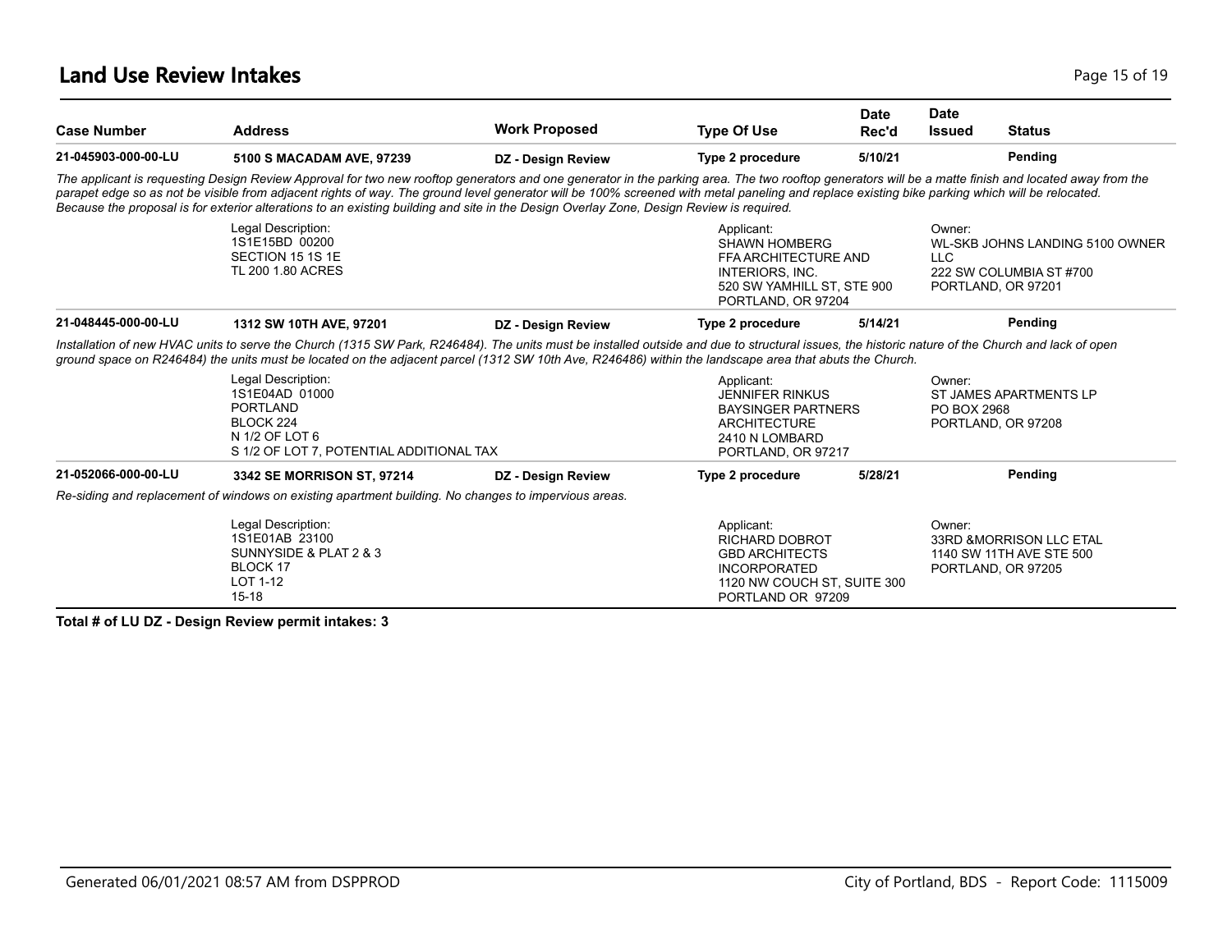## Land Use Review Intakes

| Case Number | Address | Work Proposed | Type Of Use | Date Rec'd | Date Issued | Status |
|---|---|---|---|---|---|---|
| 21-045903-000-00-LU | 5100 S MACADAM AVE, 97239 | DZ - Design Review | Type 2 procedure | 5/10/21 | | Pending |

*The applicant is requesting Design Review Approval for two new rooftop generators and one generator in the parking area. The two rooftop generators will be a matte finish and located away from the parapet edge so as not be visible from adjacent rights of way. The ground level generator will be 100% screened with metal paneling and replace existing bike parking which will be relocated. Because the proposal is for exterior alterations to an existing building and site in the Design Overlay Zone, Design Review is required.*

Legal Description:
1S1E15BD 00200
SECTION 15 1S 1E
TL 200 1.80 ACRES

Applicant:
SHAWN HOMBERG
FFA ARCHITECTURE AND INTERIORS, INC.
520 SW YAMHILL ST, STE 900
PORTLAND, OR 97204

Owner:
WL-SKB JOHNS LANDING 5100 OWNER LLC
222 SW COLUMBIA ST #700
PORTLAND, OR 97201

| Case Number | Address | Work Proposed | Type Of Use | Date Rec'd | Date Issued | Status |
|---|---|---|---|---|---|---|
| 21-048445-000-00-LU | 1312 SW 10TH AVE, 97201 | DZ - Design Review | Type 2 procedure | 5/14/21 | | Pending |

*Installation of new HVAC units to serve the Church (1315 SW Park, R246484). The units must be installed outside and due to structural issues, the historic nature of the Church and lack of open ground space on R246484) the units must be located on the adjacent parcel (1312 SW 10th Ave, R246486) within the landscape area that abuts the Church.*

Legal Description:
1S1E04AD 01000
PORTLAND
BLOCK 224
N 1/2 OF LOT 6
S 1/2 OF LOT 7, POTENTIAL ADDITIONAL TAX

Applicant:
JENNIFER RINKUS
BAYSINGER PARTNERS ARCHITECTURE
2410 N LOMBARD
PORTLAND, OR 97217

Owner:
ST JAMES APARTMENTS LP
PO BOX 2968
PORTLAND, OR 97208

| Case Number | Address | Work Proposed | Type Of Use | Date Rec'd | Date Issued | Status |
|---|---|---|---|---|---|---|
| 21-052066-000-00-LU | 3342 SE MORRISON ST, 97214 | DZ - Design Review | Type 2 procedure | 5/28/21 | | Pending |

*Re-siding and replacement of windows on existing apartment building. No changes to impervious areas.*

Legal Description:
1S1E01AB 23100
SUNNYSIDE & PLAT 2 & 3
BLOCK 17
LOT 1-12
15-18

Applicant:
RICHARD DOBROT
GBD ARCHITECTS INCORPORATED
1120 NW COUCH ST, SUITE 300
PORTLAND OR 97209

Owner:
33RD &MORRISON LLC ETAL
1140 SW 11TH AVE STE 500
PORTLAND, OR 97205

**Total # of LU DZ - Design Review permit intakes: 3**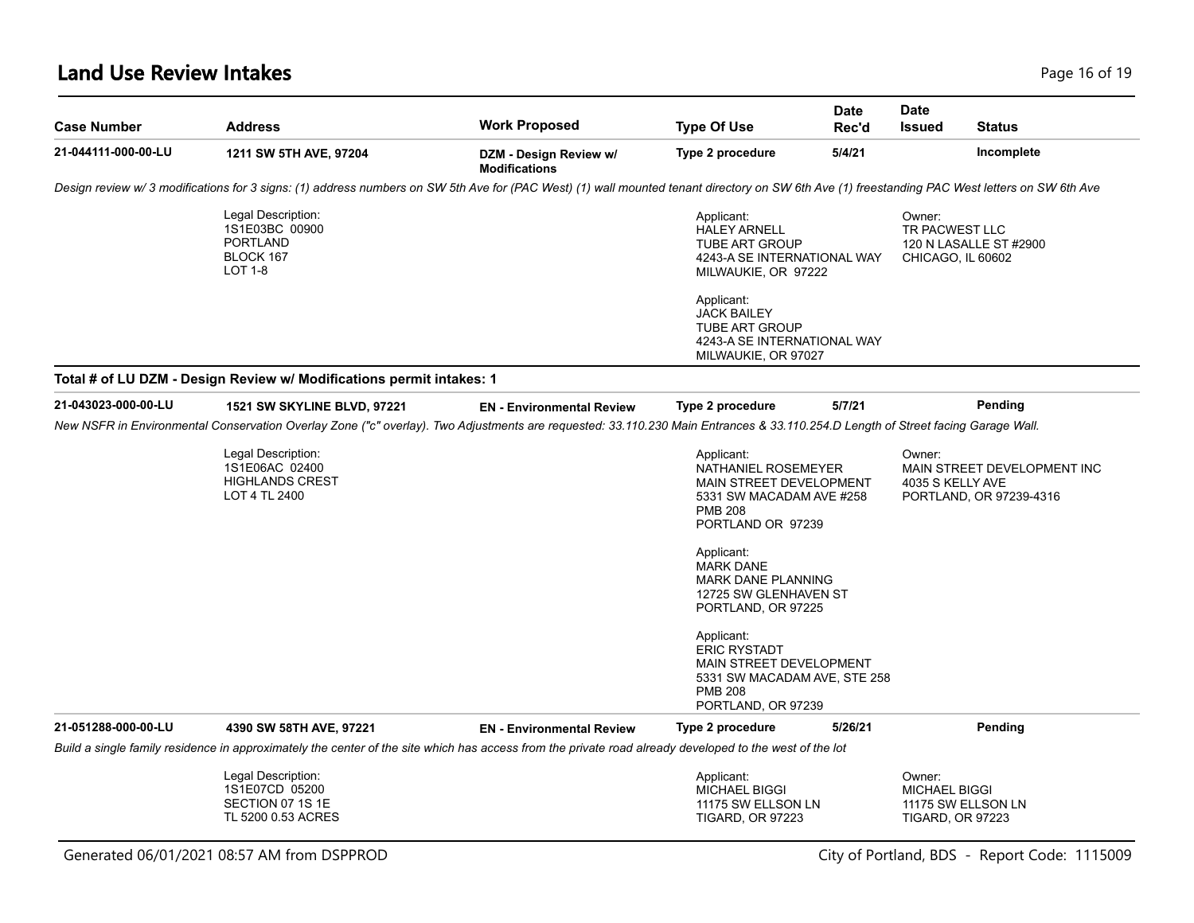## Land Use Review Intakes

| Case Number | Address | Work Proposed | Type Of Use | Date Rec'd | Date Issued | Status |
|---|---|---|---|---|---|---|
| **21-044111-000-00-LU** | **1211 SW 5TH AVE, 97204** | **DZM - Design Review w/ Modifications** | **Type 2 procedure** | **5/4/21** | | **Incomplete** |

*Design review w/ 3 modifications for 3 signs: (1) address numbers on SW 5th Ave for (PAC West) (1) wall mounted tenant directory on SW 6th Ave (1) freestanding PAC West letters on SW 6th Ave*

Legal Description:
1S1E03BC 00900
PORTLAND
BLOCK 167
LOT 1-8

Applicant:
HALEY ARNELL
TUBE ART GROUP
4243-A SE INTERNATIONAL WAY
MILWAUKIE, OR 97222

Applicant:
JACK BAILEY
TUBE ART GROUP
4243-A SE INTERNATIONAL WAY
MILWAUKIE, OR 97027

Owner:
TR PACWEST LLC
120 N LASALLE ST #2900
CHICAGO, IL 60602

**Total # of LU DZM - Design Review w/ Modifications permit intakes: 1**

| Case Number | Address | Work Proposed | Type Of Use | Date Rec'd | Date Issued | Status |
|---|---|---|---|---|---|---|
| **21-043023-000-00-LU** | **1521 SW SKYLINE BLVD, 97221** | **EN - Environmental Review** | **Type 2 procedure** | **5/7/21** | | **Pending** |

*New NSFR in Environmental Conservation Overlay Zone ("c" overlay). Two Adjustments are requested: 33.110.230 Main Entrances & 33.110.254.D Length of Street facing Garage Wall.*

Legal Description:
1S1E06AC 02400
HIGHLANDS CREST
LOT 4 TL 2400

Applicant:
NATHANIEL ROSEMEYER
MAIN STREET DEVELOPMENT
5331 SW MACADAM AVE #258
PMB 208
PORTLAND OR 97239

Applicant:
MARK DANE
MARK DANE PLANNING
12725 SW GLENHAVEN ST
PORTLAND, OR 97225

Applicant:
ERIC RYSTADT
MAIN STREET DEVELOPMENT
5331 SW MACADAM AVE, STE 258
PMB 208
PORTLAND, OR 97239

Owner:
MAIN STREET DEVELOPMENT INC
4035 S KELLY AVE
PORTLAND, OR 97239-4316

| Case Number | Address | Work Proposed | Type Of Use | Date Rec'd | Date Issued | Status |
|---|---|---|---|---|---|---|
| **21-051288-000-00-LU** | **4390 SW 58TH AVE, 97221** | **EN - Environmental Review** | **Type 2 procedure** | **5/26/21** | | **Pending** |

*Build a single family residence in approximately the center of the site which has access from the private road already developed to the west of the lot*

Legal Description:
1S1E07CD 05200
SECTION 07 1S 1E
TL 5200 0.53 ACRES

Applicant:
MICHAEL BIGGI
11175 SW ELLSON LN
TIGARD, OR 97223

Owner:
MICHAEL BIGGI
11175 SW ELLSON LN
TIGARD, OR 97223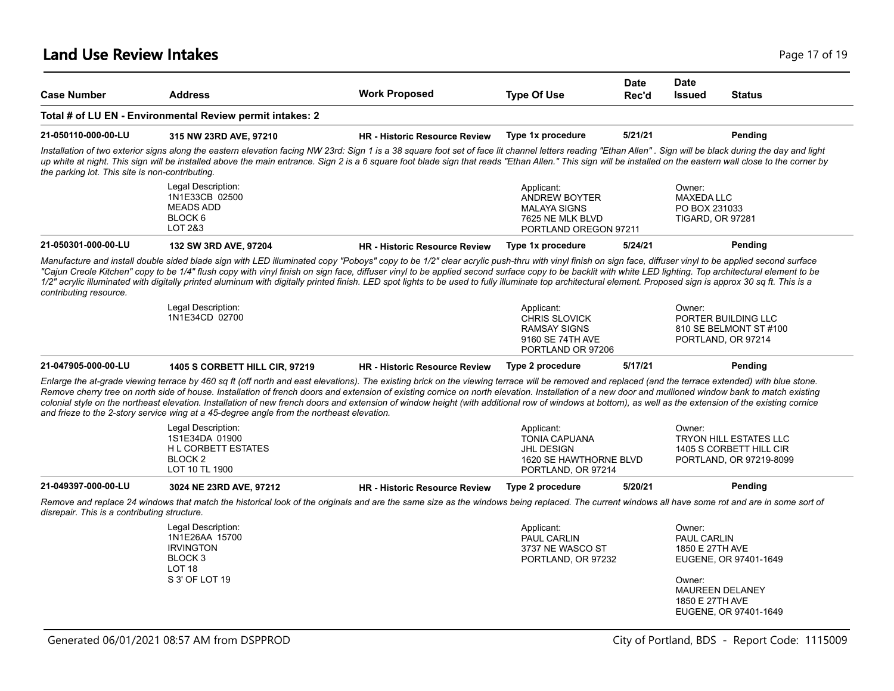# Land Use Review Intakes

| Case Number | Address | Work Proposed | Type Of Use | Date Rec'd | Date Issued | Status |
|---|---|---|---|---|---|---|

**Total # of LU EN - Environmental Review permit intakes: 2**

| Case Number | Address | Work Proposed | Type Of Use | Date Rec'd | Date Issued | Status |
|---|---|---|---|---|---|---|
| 21-050110-000-00-LU | 315 NW 23RD AVE, 97210 | HR - Historic Resource Review | Type 1x procedure | 5/21/21 | | Pending |

*Installation of two exterior signs along the eastern elevation facing NW 23rd: Sign 1 is a 38 square foot set of face lit channel letters reading "Ethan Allen" . Sign will be black during the day and light up white at night. This sign will be installed above the main entrance. Sign 2 is a 6 square foot blade sign that reads "Ethan Allen." This sign will be installed on the eastern wall close to the corner by the parking lot. This site is non-contributing.*

Legal Description:
1N1E33CB 02500
MEADS ADD
BLOCK 6
LOT 2&3

Applicant:
ANDREW BOYTER
MALAYA SIGNS
7625 NE MLK BLVD
PORTLAND OREGON 97211

Owner:
MAXEDA LLC
PO BOX 231033
TIGARD, OR 97281

| Case Number | Address | Work Proposed | Type Of Use | Date Rec'd | Date Issued | Status |
|---|---|---|---|---|---|---|
| 21-050301-000-00-LU | 132 SW 3RD AVE, 97204 | HR - Historic Resource Review | Type 1x procedure | 5/24/21 | | Pending |

*Manufacture and install double sided blade sign with LED illuminated copy "Poboys" copy to be 1/2" clear acrylic push-thru with vinyl finish on sign face, diffuser vinyl to be applied second surface "Cajun Creole Kitchen" copy to be 1/4" flush copy with vinyl finish on sign face, diffuser vinyl to be applied second surface copy to be backlit with white LED lighting. Top architectural element to be 1/2" acrylic illuminated with digitally printed aluminum with digitally printed finish. LED spot lights to be used to fully illuminate top architectural element. Proposed sign is approx 30 sq ft. This is a contributing resource.*

Legal Description:
1N1E34CD 02700

Applicant:
CHRIS SLOVICK
RAMSAY SIGNS
9160 SE 74TH AVE
PORTLAND OR 97206

Owner:
PORTER BUILDING LLC
810 SE BELMONT ST #100
PORTLAND, OR 97214

| Case Number | Address | Work Proposed | Type Of Use | Date Rec'd | Date Issued | Status |
|---|---|---|---|---|---|---|
| 21-047905-000-00-LU | 1405 S CORBETT HILL CIR, 97219 | HR - Historic Resource Review | Type 2 procedure | 5/17/21 | | Pending |

*Enlarge the at-grade viewing terrace by 460 sq ft (off north and east elevations). The existing brick on the viewing terrace will be removed and replaced (and the terrace extended) with blue stone. Remove cherry tree on north side of house. Installation of french doors and extension of existing cornice on north elevation. Installation of a new door and mullioned window bank to match existing colonial style on the northeast elevation. Installation of new french doors and extension of window height (with additional row of windows at bottom), as well as the extension of the existing cornice and frieze to the 2-story service wing at a 45-degree angle from the northeast elevation.*

Legal Description:
1S1E34DA 01900
H L CORBETT ESTATES
BLOCK 2
LOT 10 TL 1900

Applicant:
TONIA CAPUANA
JHL DESIGN
1620 SE HAWTHORNE BLVD
PORTLAND, OR 97214

Owner:
TRYON HILL ESTATES LLC
1405 S CORBETT HILL CIR
PORTLAND, OR 97219-8099

| Case Number | Address | Work Proposed | Type Of Use | Date Rec'd | Date Issued | Status |
|---|---|---|---|---|---|---|
| 21-049397-000-00-LU | 3024 NE 23RD AVE, 97212 | HR - Historic Resource Review | Type 2 procedure | 5/20/21 | | Pending |

*Remove and replace 24 windows that match the historical look of the originals and are the same size as the windows being replaced. The current windows all have some rot and are in some sort of disrepair. This is a contributing structure.*

Legal Description:
1N1E26AA 15700
IRVINGTON
BLOCK 3
LOT 18
S 3' OF LOT 19

Applicant:
PAUL CARLIN
3737 NE WASCO ST
PORTLAND, OR 97232

Owner:
PAUL CARLIN
1850 E 27TH AVE
EUGENE, OR 97401-1649

Owner:
MAUREEN DELANEY
1850 E 27TH AVE
EUGENE, OR 97401-1649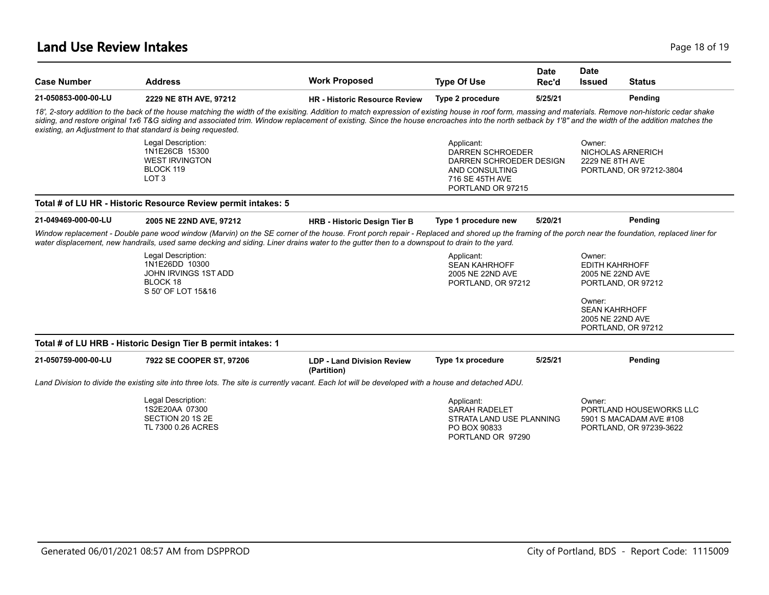## Land Use Review Intakes

| Case Number | Address | Work Proposed | Type Of Use | Date Rec'd | Date Issued | Status |
|---|---|---|---|---|---|---|
| 21-050853-000-00-LU | 2229 NE 8TH AVE, 97212 | HR - Historic Resource Review | Type 2 procedure | 5/25/21 | | Pending |

*18', 2-story addition to the back of the house matching the width of the exisiting. Addition to match expression of existing house in roof form, massing and materials. Remove non-historic cedar shake siding, and restore original 1x6 T&G siding and associated trim. Window replacement of existing. Since the house encroaches into the north setback by 1'8" and the width of the addition matches the existing, an Adjustment to that standard is being requested.*

Legal Description:
1N1E26CB 15300
WEST IRVINGTON
BLOCK 119
LOT 3

Applicant:
DARREN SCHROEDER
DARREN SCHROEDER DESIGN AND CONSULTING
716 SE 45TH AVE
PORTLAND OR 97215

Owner:
NICHOLAS ARNERICH
2229 NE 8TH AVE
PORTLAND, OR 97212-3804

**Total # of LU HR - Historic Resource Review permit intakes: 5**

| Case Number | Address | Work Proposed | Type Of Use | Date Rec'd | Date Issued | Status |
|---|---|---|---|---|---|---|
| 21-049469-000-00-LU | 2005 NE 22ND AVE, 97212 | HRB - Historic Design Tier B | Type 1 procedure new | 5/20/21 | | Pending |

*Window replacement - Double pane wood window (Marvin) on the SE corner of the house. Front porch repair - Replaced and shored up the framing of the porch near the foundation, replaced liner for water displacement, new handrails, used same decking and siding. Liner drains water to the gutter then to a downspout to drain to the yard.*

Legal Description:
1N1E26DD 10300
JOHN IRVINGS 1ST ADD
BLOCK 18
S 50' OF LOT 15&16

Applicant:
SEAN KAHRHOFF
2005 NE 22ND AVE
PORTLAND, OR 97212

Owner:
EDITH KAHRHOFF
2005 NE 22ND AVE
PORTLAND, OR 97212

Owner:
SEAN KAHRHOFF
2005 NE 22ND AVE
PORTLAND, OR 97212

**Total # of LU HRB - Historic Design Tier B permit intakes: 1**

| Case Number | Address | Work Proposed | Type Of Use | Date Rec'd | Date Issued | Status |
|---|---|---|---|---|---|---|
| 21-050759-000-00-LU | 7922 SE COOPER ST, 97206 | LDP - Land Division Review (Partition) | Type 1x procedure | 5/25/21 | | Pending |

*Land Division to divide the existing site into three lots. The site is currently vacant. Each lot will be developed with a house and detached ADU.*

Legal Description:
1S2E20AA 07300
SECTION 20 1S 2E
TL 7300 0.26 ACRES

Applicant:
SARAH RADELET
STRATA LAND USE PLANNING
PO BOX 90833
PORTLAND OR 97290

Owner:
PORTLAND HOUSEWORKS LLC
5901 S MACADAM AVE #108
PORTLAND, OR 97239-3622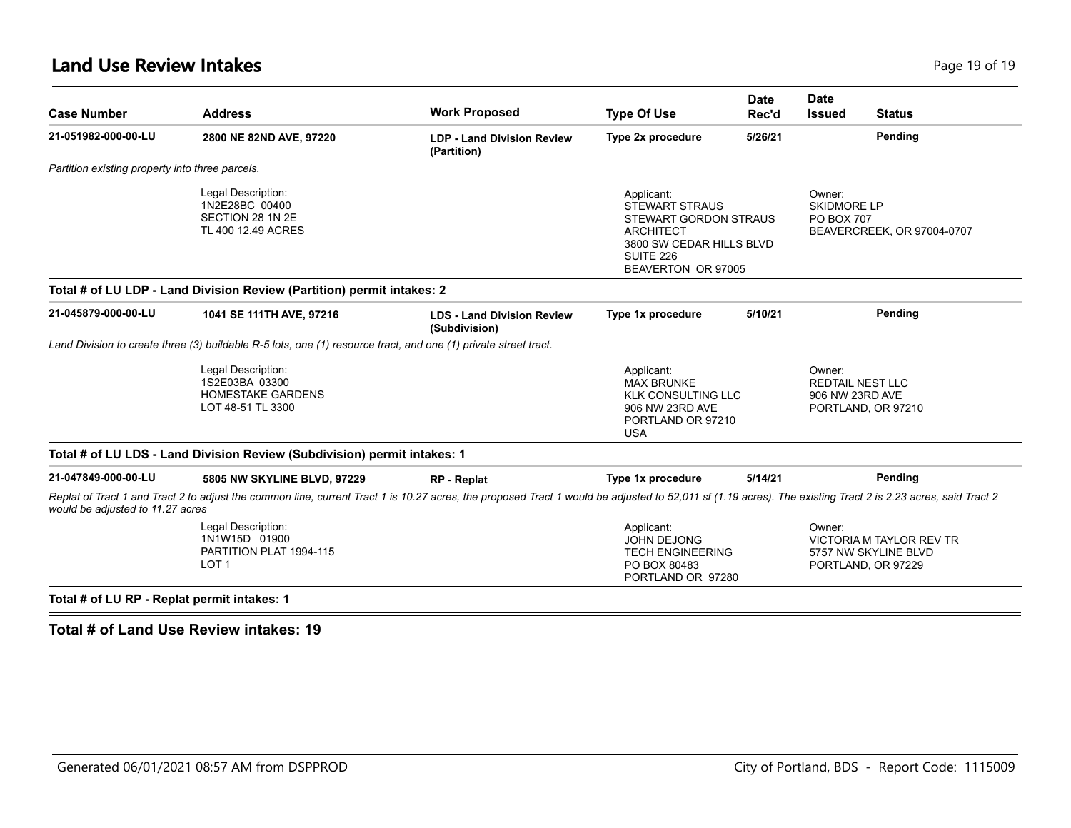# Land Use Review Intakes

| Case Number | Address | Work Proposed | Type Of Use | Date Rec'd | Date Issued | Status |
|---|---|---|---|---|---|---|
| **21-051982-000-00-LU** | **2800 NE 82ND AVE, 97220** | **LDP - Land Division Review (Partition)** | **Type 2x procedure** | **5/26/21** | | **Pending** |

*Partition existing property into three parcels.*

Legal Description:
1N2E28BC 00400
SECTION 28 1N 2E
TL 400 12.49 ACRES

Applicant:
STEWART STRAUS
STEWART GORDON STRAUS ARCHITECT
3800 SW CEDAR HILLS BLVD SUITE 226
BEAVERTON OR 97005

Owner:
SKIDMORE LP
PO BOX 707
BEAVERCREEK, OR 97004-0707

**Total # of LU LDP - Land Division Review (Partition) permit intakes: 2**

| Case Number | Address | Work Proposed | Type Of Use | Date Rec'd | Date Issued | Status |
|---|---|---|---|---|---|---|
| **21-045879-000-00-LU** | **1041 SE 111TH AVE, 97216** | **LDS - Land Division Review (Subdivision)** | **Type 1x procedure** | **5/10/21** | | **Pending** |

*Land Division to create three (3) buildable R-5 lots, one (1) resource tract, and one (1) private street tract.*

Legal Description:
1S2E03BA 03300
HOMESTAKE GARDENS
LOT 48-51 TL 3300

Applicant:
MAX BRUNKE
KLK CONSULTING LLC
906 NW 23RD AVE
PORTLAND OR 97210
USA

Owner:
REDTAIL NEST LLC
906 NW 23RD AVE
PORTLAND, OR 97210

**Total # of LU LDS - Land Division Review (Subdivision) permit intakes: 1**

| Case Number | Address | Work Proposed | Type Of Use | Date Rec'd | Date Issued | Status |
|---|---|---|---|---|---|---|
| **21-047849-000-00-LU** | **5805 NW SKYLINE BLVD, 97229** | **RP - Replat** | **Type 1x procedure** | **5/14/21** | | **Pending** |

*Replat of Tract 1 and Tract 2 to adjust the common line, current Tract 1 is 10.27 acres, the proposed Tract 1 would be adjusted to 52,011 sf (1.19 acres). The existing Tract 2 is 2.23 acres, said Tract 2 would be adjusted to 11.27 acres*

Legal Description:
1N1W15D 01900
PARTITION PLAT 1994-115
LOT 1

Applicant:
JOHN DEJONG
TECH ENGINEERING
PO BOX 80483
PORTLAND OR 97280

Owner:
VICTORIA M TAYLOR REV TR
5757 NW SKYLINE BLVD
PORTLAND, OR 97229

**Total # of LU RP - Replat permit intakes: 1**

**Total # of Land Use Review intakes: 19**